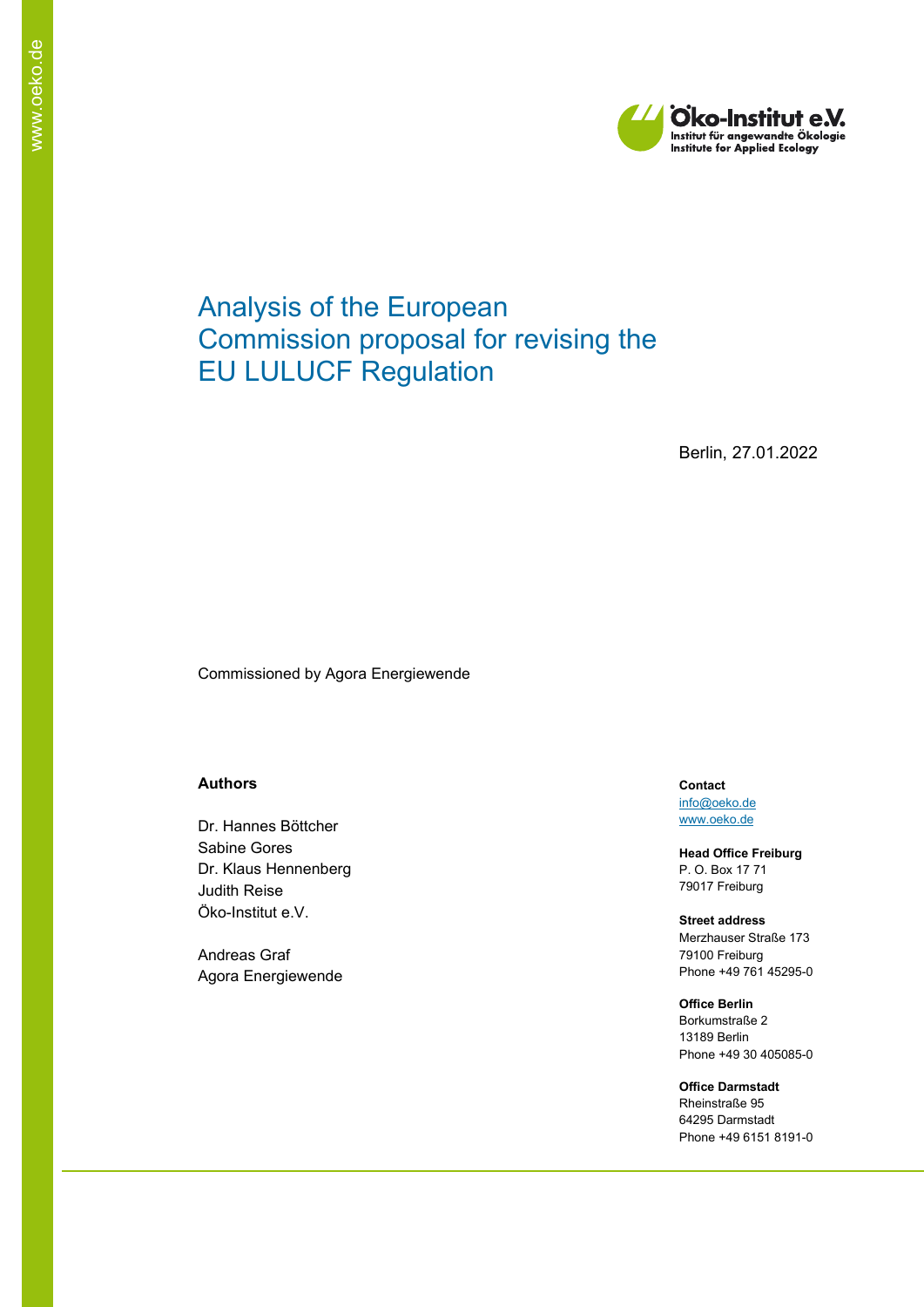Öko-Institut e.V.
Institut für angewandte Ökologie
Institute for Applied Ecology

# Analysis of the European Commission proposal for revising the EU LULUCF Regulation

Berlin, 27.01.2022

Commissioned by Agora Energiewende

**Authors**

Dr. Hannes Böttcher
Sabine Gores
Dr. Klaus Hennenberg
Judith Reise
Öko-Institut e.V.

Andreas Graf
Agora Energiewende

**Contact**
info@oeko.de
www.oeko.de

**Head Office Freiburg**
P. O. Box 17 71
79017 Freiburg

**Street address**
Merzhauser Straße 173
79100 Freiburg
Phone +49 761 45295-0

**Office Berlin**
Borkumstraße 2
13189 Berlin
Phone +49 30 405085-0

**Office Darmstadt**
Rheinstraße 95
64295 Darmstadt
Phone +49 6151 8191-0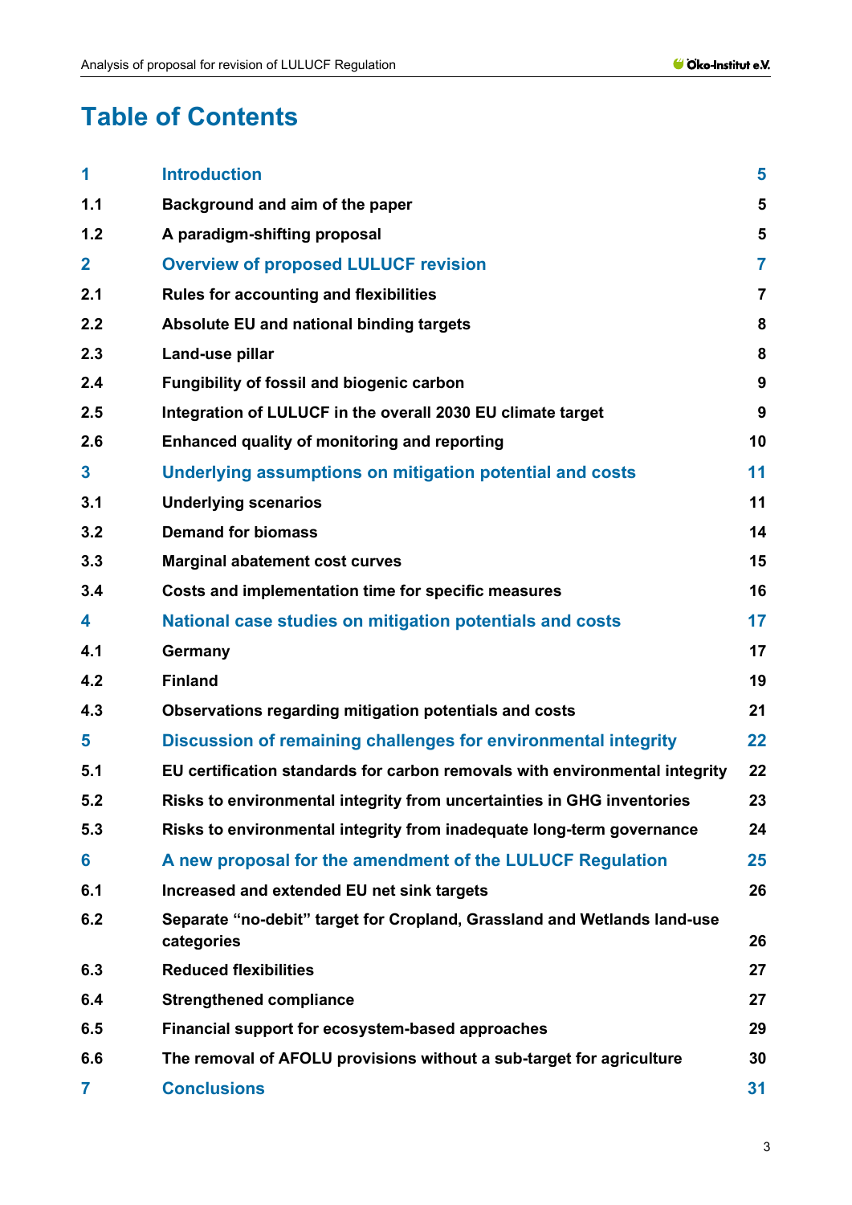# Table of Contents

| | | |
|---|---|---|
| **1** | **Introduction** | **5** |
| 1.1 | Background and aim of the paper | 5 |
| 1.2 | A paradigm-shifting proposal | 5 |
| **2** | **Overview of proposed LULUCF revision** | **7** |
| 2.1 | Rules for accounting and flexibilities | 7 |
| 2.2 | Absolute EU and national binding targets | 8 |
| 2.3 | Land-use pillar | 8 |
| 2.4 | Fungibility of fossil and biogenic carbon | 9 |
| 2.5 | Integration of LULUCF in the overall 2030 EU climate target | 9 |
| 2.6 | Enhanced quality of monitoring and reporting | 10 |
| **3** | **Underlying assumptions on mitigation potential and costs** | **11** |
| 3.1 | Underlying scenarios | 11 |
| 3.2 | Demand for biomass | 14 |
| 3.3 | Marginal abatement cost curves | 15 |
| 3.4 | Costs and implementation time for specific measures | 16 |
| **4** | **National case studies on mitigation potentials and costs** | **17** |
| 4.1 | Germany | 17 |
| 4.2 | Finland | 19 |
| 4.3 | Observations regarding mitigation potentials and costs | 21 |
| **5** | **Discussion of remaining challenges for environmental integrity** | **22** |
| 5.1 | EU certification standards for carbon removals with environmental integrity | 22 |
| 5.2 | Risks to environmental integrity from uncertainties in GHG inventories | 23 |
| 5.3 | Risks to environmental integrity from inadequate long-term governance | 24 |
| **6** | **A new proposal for the amendment of the LULUCF Regulation** | **25** |
| 6.1 | Increased and extended EU net sink targets | 26 |
| 6.2 | Separate “no-debit” target for Cropland, Grassland and Wetlands land-use categories | 26 |
| 6.3 | Reduced flexibilities | 27 |
| 6.4 | Strengthened compliance | 27 |
| 6.5 | Financial support for ecosystem-based approaches | 29 |
| 6.6 | The removal of AFOLU provisions without a sub-target for agriculture | 30 |
| **7** | **Conclusions** | **31** |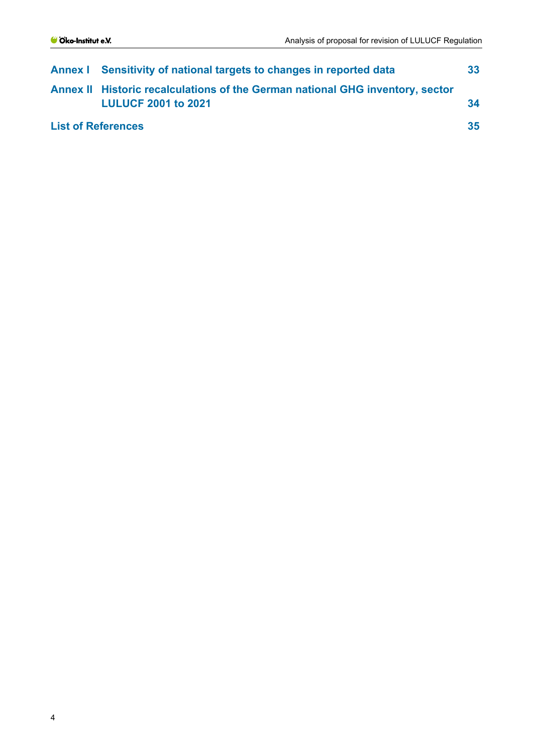**Annex I Sensitivity of national targets to changes in reported data 33**

**Annex II Historic recalculations of the German national GHG inventory, sector LULUCF 2001 to 2021 34**

**List of References 35**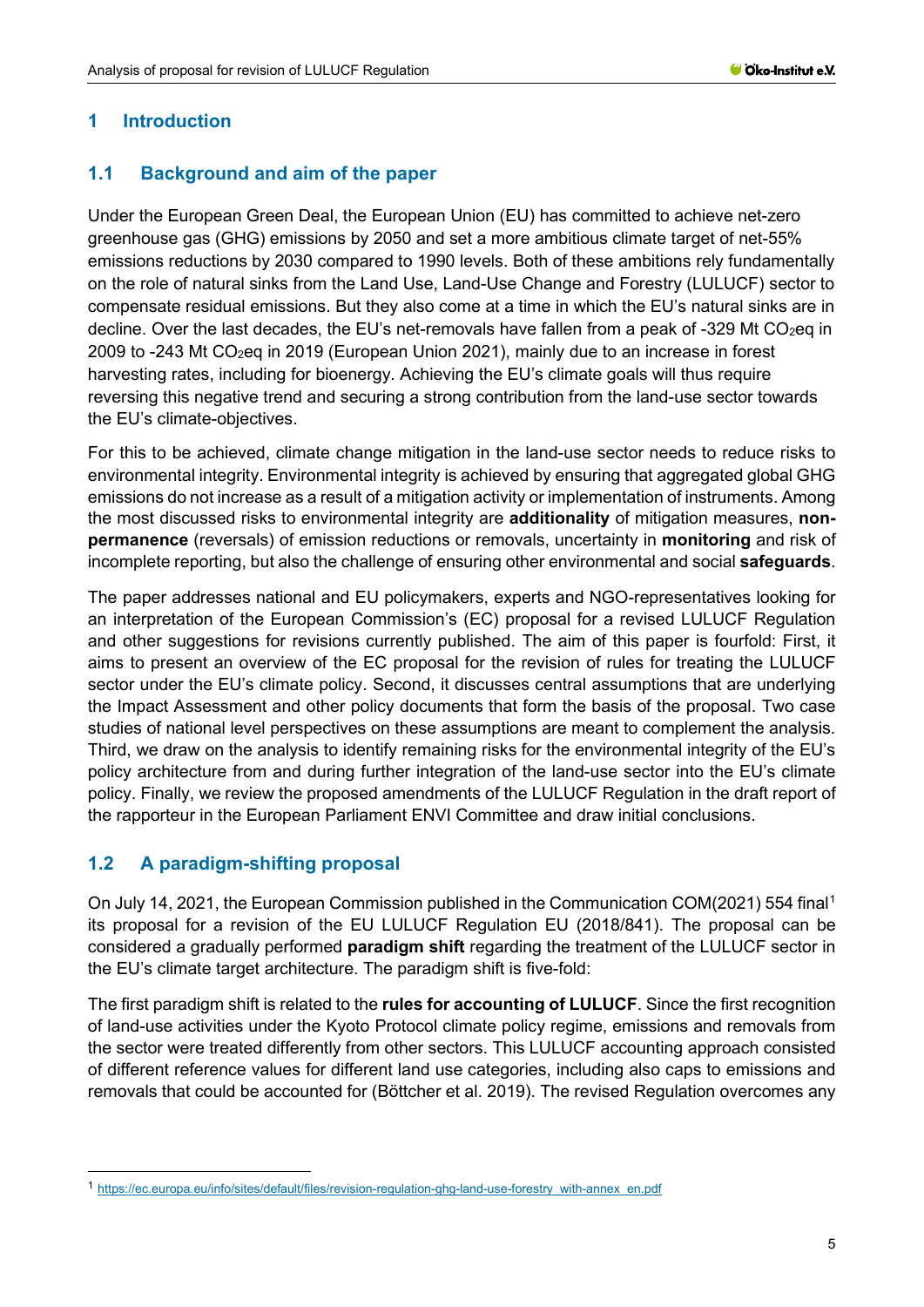# 1 Introduction

## 1.1 Background and aim of the paper

Under the European Green Deal, the European Union (EU) has committed to achieve net-zero greenhouse gas (GHG) emissions by 2050 and set a more ambitious climate target of net-55% emissions reductions by 2030 compared to 1990 levels. Both of these ambitions rely fundamentally on the role of natural sinks from the Land Use, Land-Use Change and Forestry (LULUCF) sector to compensate residual emissions. But they also come at a time in which the EU's natural sinks are in decline. Over the last decades, the EU's net-removals have fallen from a peak of -329 Mt $CO_2$eq in 2009 to -243 Mt $CO_2$eq in 2019 (European Union 2021), mainly due to an increase in forest harvesting rates, including for bioenergy. Achieving the EU's climate goals will thus require reversing this negative trend and securing a strong contribution from the land-use sector towards the EU's climate-objectives.

For this to be achieved, climate change mitigation in the land-use sector needs to reduce risks to environmental integrity. Environmental integrity is achieved by ensuring that aggregated global GHG emissions do not increase as a result of a mitigation activity or implementation of instruments. Among the most discussed risks to environmental integrity are **additionality** of mitigation measures, **non-permanence** (reversals) of emission reductions or removals, uncertainty in **monitoring** and risk of incomplete reporting, but also the challenge of ensuring other environmental and social **safeguards**.

The paper addresses national and EU policymakers, experts and NGO-representatives looking for an interpretation of the European Commission's (EC) proposal for a revised LULUCF Regulation and other suggestions for revisions currently published. The aim of this paper is fourfold: First, it aims to present an overview of the EC proposal for the revision of rules for treating the LULUCF sector under the EU's climate policy. Second, it discusses central assumptions that are underlying the Impact Assessment and other policy documents that form the basis of the proposal. Two case studies of national level perspectives on these assumptions are meant to complement the analysis. Third, we draw on the analysis to identify remaining risks for the environmental integrity of the EU's policy architecture from and during further integration of the land-use sector into the EU's climate policy. Finally, we review the proposed amendments of the LULUCF Regulation in the draft report of the rapporteur in the European Parliament ENVI Committee and draw initial conclusions.

## 1.2 A paradigm-shifting proposal

On July 14, 2021, the European Commission published in the Communication COM(2021) 554 final[1] its proposal for a revision of the EU LULUCF Regulation EU (2018/841). The proposal can be considered a gradually performed **paradigm shift** regarding the treatment of the LULUCF sector in the EU's climate target architecture. The paradigm shift is five-fold:

The first paradigm shift is related to the **rules for accounting of LULUCF**. Since the first recognition of land-use activities under the Kyoto Protocol climate policy regime, emissions and removals from the sector were treated differently from other sectors. This LULUCF accounting approach consisted of different reference values for different land use categories, including also caps to emissions and removals that could be accounted for (Böttcher et al. 2019). The revised Regulation overcomes any

[1] https://ec.europa.eu/info/sites/default/files/revision-regulation-ghg-land-use-forestry_with-annex_en.pdf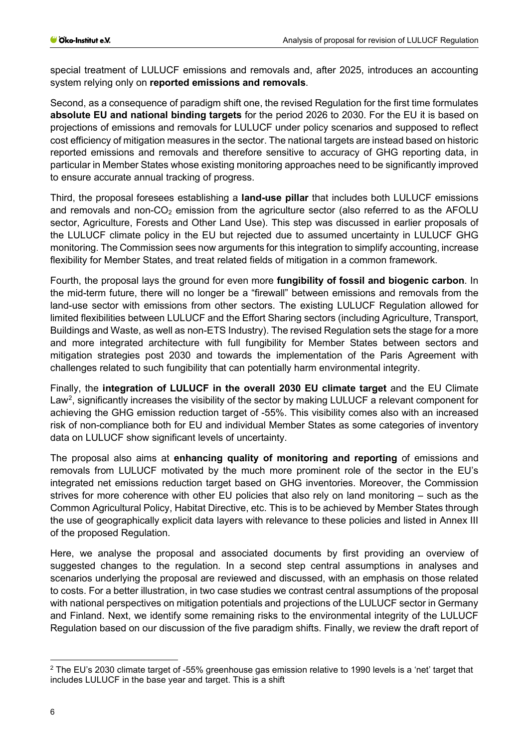special treatment of LULUCF emissions and removals and, after 2025, introduces an accounting system relying only on **reported emissions and removals**.

Second, as a consequence of paradigm shift one, the revised Regulation for the first time formulates **absolute EU and national binding targets** for the period 2026 to 2030. For the EU it is based on projections of emissions and removals for LULUCF under policy scenarios and supposed to reflect cost efficiency of mitigation measures in the sector. The national targets are instead based on historic reported emissions and removals and therefore sensitive to accuracy of GHG reporting data, in particular in Member States whose existing monitoring approaches need to be significantly improved to ensure accurate annual tracking of progress.

Third, the proposal foresees establishing a **land-use pillar** that includes both LULUCF emissions and removals and non-$CO_2$ emission from the agriculture sector (also referred to as the AFOLU sector, Agriculture, Forests and Other Land Use). This step was discussed in earlier proposals of the LULUCF climate policy in the EU but rejected due to assumed uncertainty in LULUCF GHG monitoring. The Commission sees now arguments for this integration to simplify accounting, increase flexibility for Member States, and treat related fields of mitigation in a common framework.

Fourth, the proposal lays the ground for even more **fungibility of fossil and biogenic carbon**. In the mid-term future, there will no longer be a "firewall" between emissions and removals from the land-use sector with emissions from other sectors. The existing LULUCF Regulation allowed for limited flexibilities between LULUCF and the Effort Sharing sectors (including Agriculture, Transport, Buildings and Waste, as well as non-ETS Industry). The revised Regulation sets the stage for a more and more integrated architecture with full fungibility for Member States between sectors and mitigation strategies post 2030 and towards the implementation of the Paris Agreement with challenges related to such fungibility that can potentially harm environmental integrity.

Finally, the **integration of LULUCF in the overall 2030 EU climate target** and the EU Climate Law[2], significantly increases the visibility of the sector by making LULUCF a relevant component for achieving the GHG emission reduction target of -55%. This visibility comes also with an increased risk of non-compliance both for EU and individual Member States as some categories of inventory data on LULUCF show significant levels of uncertainty.

The proposal also aims at **enhancing quality of monitoring and reporting** of emissions and removals from LULUCF motivated by the much more prominent role of the sector in the EU's integrated net emissions reduction target based on GHG inventories. Moreover, the Commission strives for more coherence with other EU policies that also rely on land monitoring – such as the Common Agricultural Policy, Habitat Directive, etc. This is to be achieved by Member States through the use of geographically explicit data layers with relevance to these policies and listed in Annex III of the proposed Regulation.

Here, we analyse the proposal and associated documents by first providing an overview of suggested changes to the regulation. In a second step central assumptions in analyses and scenarios underlying the proposal are reviewed and discussed, with an emphasis on those related to costs. For a better illustration, in two case studies we contrast central assumptions of the proposal with national perspectives on mitigation potentials and projections of the LULUCF sector in Germany and Finland. Next, we identify some remaining risks to the environmental integrity of the LULUCF Regulation based on our discussion of the five paradigm shifts. Finally, we review the draft report of

[2] The EU's 2030 climate target of -55% greenhouse gas emission relative to 1990 levels is a 'net' target that includes LULUCF in the base year and target. This is a shift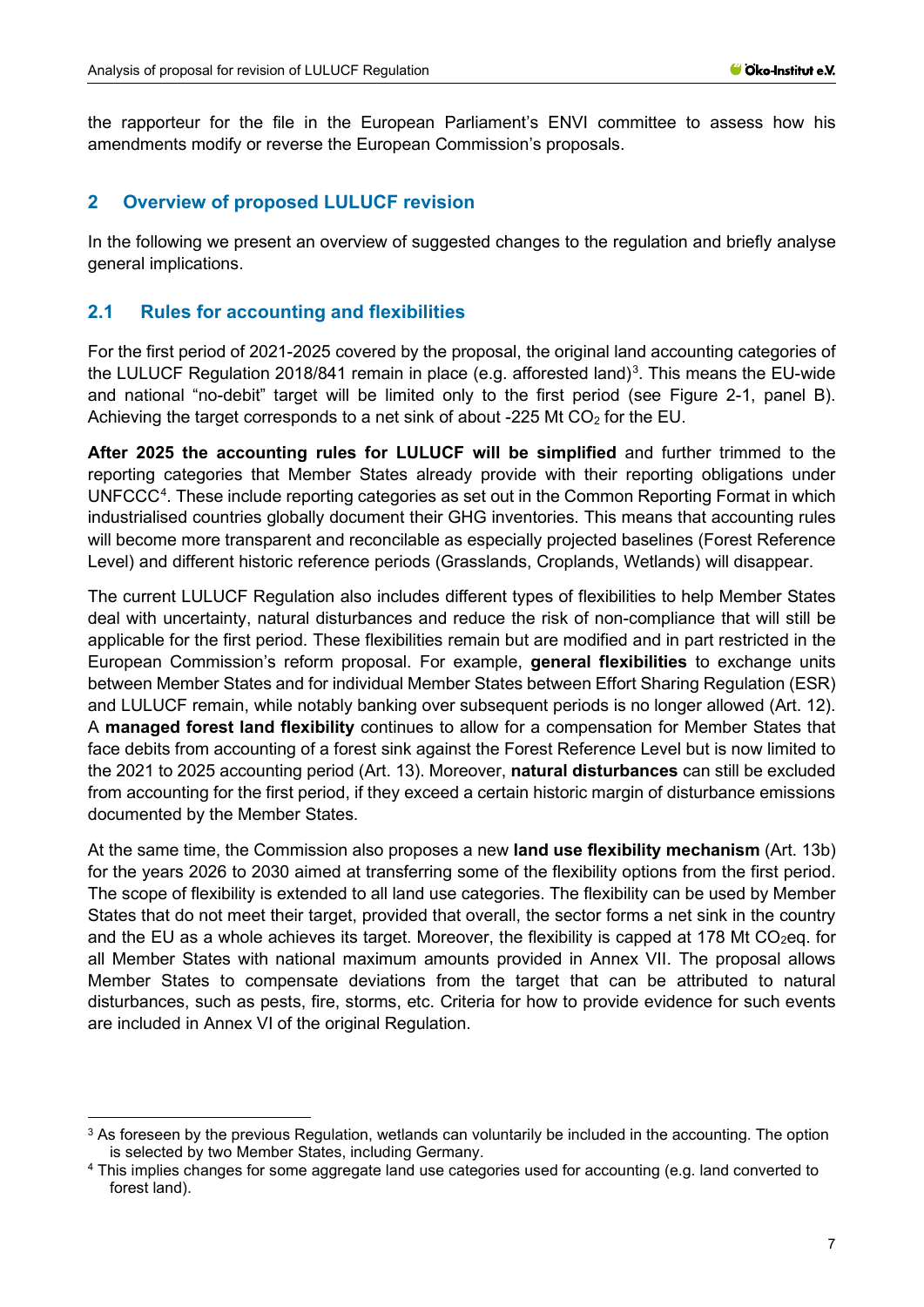the rapporteur for the file in the European Parliament's ENVI committee to assess how his amendments modify or reverse the European Commission's proposals.

## 2 Overview of proposed LULUCF revision

In the following we present an overview of suggested changes to the regulation and briefly analyse general implications.

### 2.1 Rules for accounting and flexibilities

For the first period of 2021-2025 covered by the proposal, the original land accounting categories of the LULUCF Regulation 2018/841 remain in place (e.g. afforested land)[3]. This means the EU-wide and national "no-debit" target will be limited only to the first period (see Figure 2-1, panel B). Achieving the target corresponds to a net sink of about -225 Mt $CO_2$ for the EU.

**After 2025 the accounting rules for LULUCF will be simplified** and further trimmed to the reporting categories that Member States already provide with their reporting obligations under UNFCCC[4]. These include reporting categories as set out in the Common Reporting Format in which industrialised countries globally document their GHG inventories. This means that accounting rules will become more transparent and reconcilable as especially projected baselines (Forest Reference Level) and different historic reference periods (Grasslands, Croplands, Wetlands) will disappear.

The current LULUCF Regulation also includes different types of flexibilities to help Member States deal with uncertainty, natural disturbances and reduce the risk of non-compliance that will still be applicable for the first period. These flexibilities remain but are modified and in part restricted in the European Commission's reform proposal. For example, **general flexibilities** to exchange units between Member States and for individual Member States between Effort Sharing Regulation (ESR) and LULUCF remain, while notably banking over subsequent periods is no longer allowed (Art. 12). A **managed forest land flexibility** continues to allow for a compensation for Member States that face debits from accounting of a forest sink against the Forest Reference Level but is now limited to the 2021 to 2025 accounting period (Art. 13). Moreover, **natural disturbances** can still be excluded from accounting for the first period, if they exceed a certain historic margin of disturbance emissions documented by the Member States.

At the same time, the Commission also proposes a new **land use flexibility mechanism** (Art. 13b) for the years 2026 to 2030 aimed at transferring some of the flexibility options from the first period. The scope of flexibility is extended to all land use categories. The flexibility can be used by Member States that do not meet their target, provided that overall, the sector forms a net sink in the country and the EU as a whole achieves its target. Moreover, the flexibility is capped at 178 Mt $CO_2$eq. for all Member States with national maximum amounts provided in Annex VII. The proposal allows Member States to compensate deviations from the target that can be attributed to natural disturbances, such as pests, fire, storms, etc. Criteria for how to provide evidence for such events are included in Annex VI of the original Regulation.

[3] As foreseen by the previous Regulation, wetlands can voluntarily be included in the accounting. The option is selected by two Member States, including Germany.

[4] This implies changes for some aggregate land use categories used for accounting (e.g. land converted to forest land).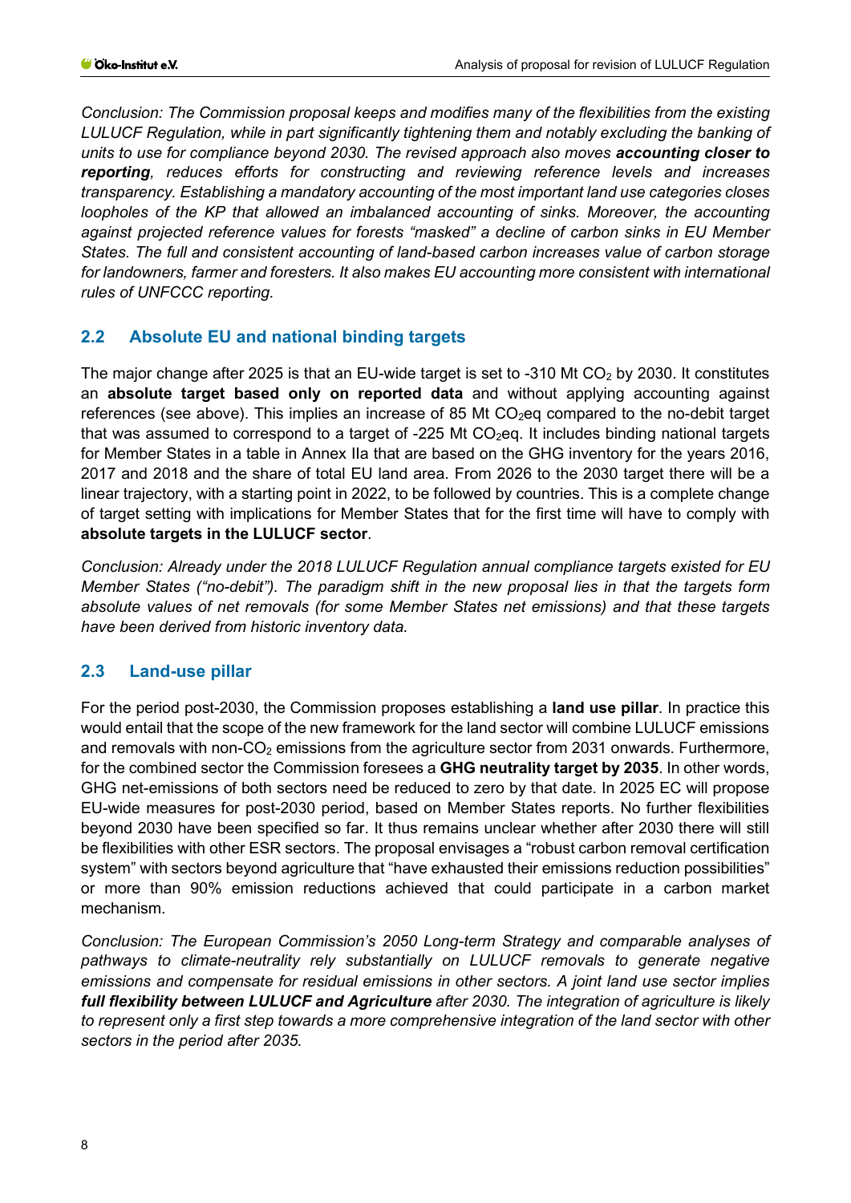*Conclusion: The Commission proposal keeps and modifies many of the flexibilities from the existing LULUCF Regulation, while in part significantly tightening them and notably excluding the banking of units to use for compliance beyond 2030. The revised approach also moves **accounting closer to reporting**, reduces efforts for constructing and reviewing reference levels and increases transparency. Establishing a mandatory accounting of the most important land use categories closes loopholes of the KP that allowed an imbalanced accounting of sinks. Moreover, the accounting against projected reference values for forests "masked" a decline of carbon sinks in EU Member States. The full and consistent accounting of land-based carbon increases value of carbon storage for landowners, farmer and foresters. It also makes EU accounting more consistent with international rules of UNFCCC reporting.*

## 2.2 Absolute EU and national binding targets

The major change after 2025 is that an EU-wide target is set to -310 Mt $CO_2$ by 2030. It constitutes an **absolute target based only on reported data** and without applying accounting against references (see above). This implies an increase of 85 Mt $CO_2$eq compared to the no-debit target that was assumed to correspond to a target of -225 Mt $CO_2$eq. It includes binding national targets for Member States in a table in Annex IIa that are based on the GHG inventory for the years 2016, 2017 and 2018 and the share of total EU land area. From 2026 to the 2030 target there will be a linear trajectory, with a starting point in 2022, to be followed by countries. This is a complete change of target setting with implications for Member States that for the first time will have to comply with **absolute targets in the LULUCF sector**.

*Conclusion: Already under the 2018 LULUCF Regulation annual compliance targets existed for EU Member States ("no-debit"). The paradigm shift in the new proposal lies in that the targets form absolute values of net removals (for some Member States net emissions) and that these targets have been derived from historic inventory data.*

## 2.3 Land-use pillar

For the period post-2030, the Commission proposes establishing a **land use pillar**. In practice this would entail that the scope of the new framework for the land sector will combine LULUCF emissions and removals with non-$CO_2$ emissions from the agriculture sector from 2031 onwards. Furthermore, for the combined sector the Commission foresees a **GHG neutrality target by 2035**. In other words, GHG net-emissions of both sectors need be reduced to zero by that date. In 2025 EC will propose EU-wide measures for post-2030 period, based on Member States reports. No further flexibilities beyond 2030 have been specified so far. It thus remains unclear whether after 2030 there will still be flexibilities with other ESR sectors. The proposal envisages a "robust carbon removal certification system" with sectors beyond agriculture that "have exhausted their emissions reduction possibilities" or more than 90% emission reductions achieved that could participate in a carbon market mechanism.

*Conclusion: The European Commission's 2050 Long-term Strategy and comparable analyses of pathways to climate-neutrality rely substantially on LULUCF removals to generate negative emissions and compensate for residual emissions in other sectors. A joint land use sector implies **full flexibility between LULUCF and Agriculture** after 2030. The integration of agriculture is likely to represent only a first step towards a more comprehensive integration of the land sector with other sectors in the period after 2035.*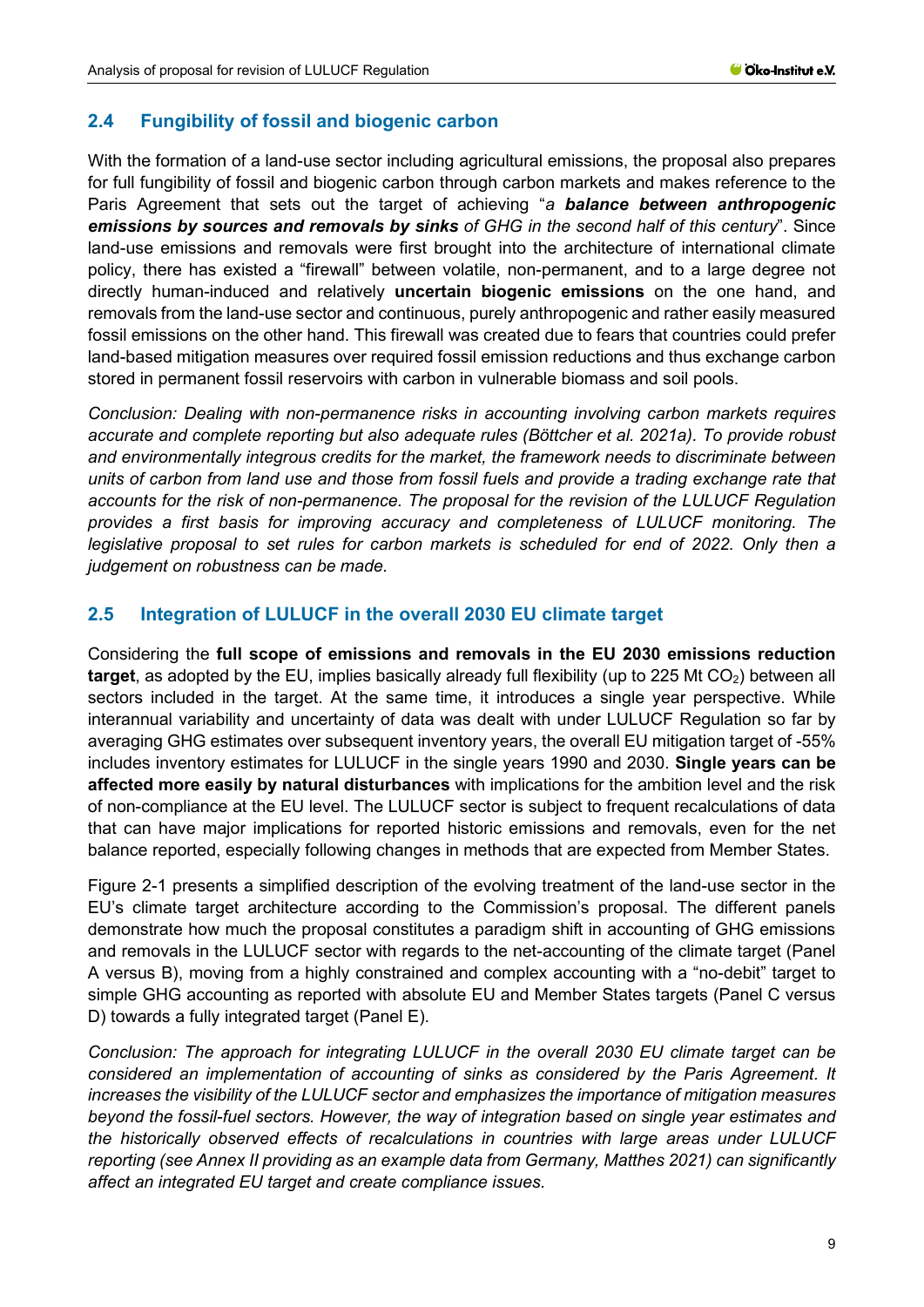## 2.4 Fungibility of fossil and biogenic carbon

With the formation of a land-use sector including agricultural emissions, the proposal also prepares for full fungibility of fossil and biogenic carbon through carbon markets and makes reference to the Paris Agreement that sets out the target of achieving "*a* ***balance between anthropogenic emissions by sources and removals by sinks*** *of GHG in the second half of this century*". Since land-use emissions and removals were first brought into the architecture of international climate policy, there has existed a "firewall" between volatile, non-permanent, and to a large degree not directly human-induced and relatively **uncertain biogenic emissions** on the one hand, and removals from the land-use sector and continuous, purely anthropogenic and rather easily measured fossil emissions on the other hand. This firewall was created due to fears that countries could prefer land-based mitigation measures over required fossil emission reductions and thus exchange carbon stored in permanent fossil reservoirs with carbon in vulnerable biomass and soil pools.

*Conclusion: Dealing with non-permanence risks in accounting involving carbon markets requires accurate and complete reporting but also adequate rules (Böttcher et al. 2021a). To provide robust and environmentally integrous credits for the market, the framework needs to discriminate between units of carbon from land use and those from fossil fuels and provide a trading exchange rate that accounts for the risk of non-permanence. The proposal for the revision of the LULUCF Regulation provides a first basis for improving accuracy and completeness of LULUCF monitoring. The legislative proposal to set rules for carbon markets is scheduled for end of 2022. Only then a judgement on robustness can be made.*

## 2.5 Integration of LULUCF in the overall 2030 EU climate target

Considering the **full scope of emissions and removals in the EU 2030 emissions reduction target**, as adopted by the EU, implies basically already full flexibility (up to 225 Mt $CO_2$) between all sectors included in the target. At the same time, it introduces a single year perspective. While interannual variability and uncertainty of data was dealt with under LULUCF Regulation so far by averaging GHG estimates over subsequent inventory years, the overall EU mitigation target of -55% includes inventory estimates for LULUCF in the single years 1990 and 2030. **Single years can be affected more easily by natural disturbances** with implications for the ambition level and the risk of non-compliance at the EU level. The LULUCF sector is subject to frequent recalculations of data that can have major implications for reported historic emissions and removals, even for the net balance reported, especially following changes in methods that are expected from Member States.

Figure 2-1 presents a simplified description of the evolving treatment of the land-use sector in the EU's climate target architecture according to the Commission's proposal. The different panels demonstrate how much the proposal constitutes a paradigm shift in accounting of GHG emissions and removals in the LULUCF sector with regards to the net-accounting of the climate target (Panel A versus B), moving from a highly constrained and complex accounting with a "no-debit" target to simple GHG accounting as reported with absolute EU and Member States targets (Panel C versus D) towards a fully integrated target (Panel E).

*Conclusion: The approach for integrating LULUCF in the overall 2030 EU climate target can be considered an implementation of accounting of sinks as considered by the Paris Agreement. It increases the visibility of the LULUCF sector and emphasizes the importance of mitigation measures beyond the fossil-fuel sectors. However, the way of integration based on single year estimates and the historically observed effects of recalculations in countries with large areas under LULUCF reporting (see Annex II providing as an example data from Germany, Matthes 2021) can significantly affect an integrated EU target and create compliance issues.*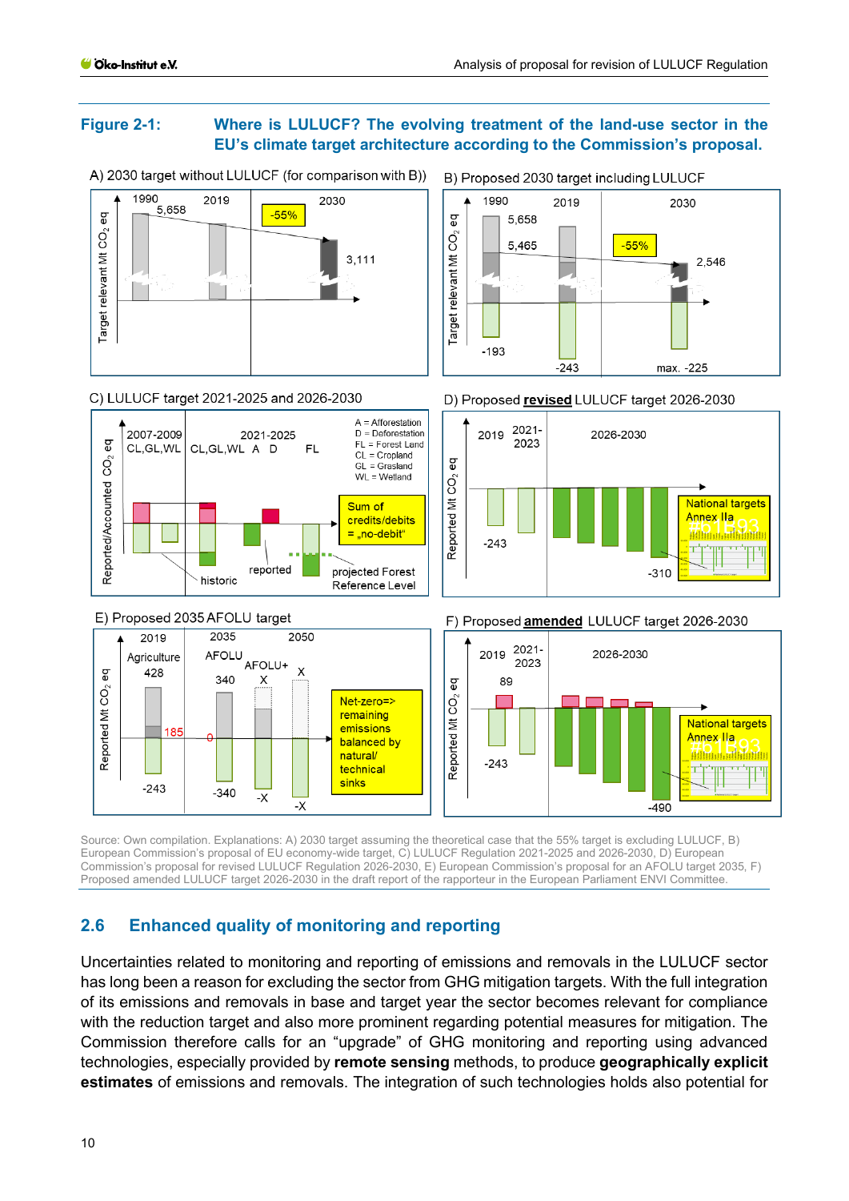**Figure 2-1: Where is LULUCF? The evolving treatment of the land-use sector in the EU's climate target architecture according to the Commission's proposal.**

Source: Own compilation. Explanations: A) 2030 target assuming the theoretical case that the 55% target is excluding LULUCF, B) European Commission's proposal of EU economy-wide target, C) LULUCF Regulation 2021-2025 and 2026-2030, D) European Commission's proposal for revised LULUCF Regulation 2026-2030, E) European Commission's proposal for an AFOLU target 2035, F) Proposed amended LULUCF target 2026-2030 in the draft report of the rapporteur in the European Parliament ENVI Committee.

## 2.6 Enhanced quality of monitoring and reporting

Uncertainties related to monitoring and reporting of emissions and removals in the LULUCF sector has long been a reason for excluding the sector from GHG mitigation targets. With the full integration of its emissions and removals in base and target year the sector becomes relevant for compliance with the reduction target and also more prominent regarding potential measures for mitigation. The Commission therefore calls for an "upgrade" of GHG monitoring and reporting using advanced technologies, especially provided by **remote sensing** methods, to produce **geographically explicit estimates** of emissions and removals. The integration of such technologies holds also potential for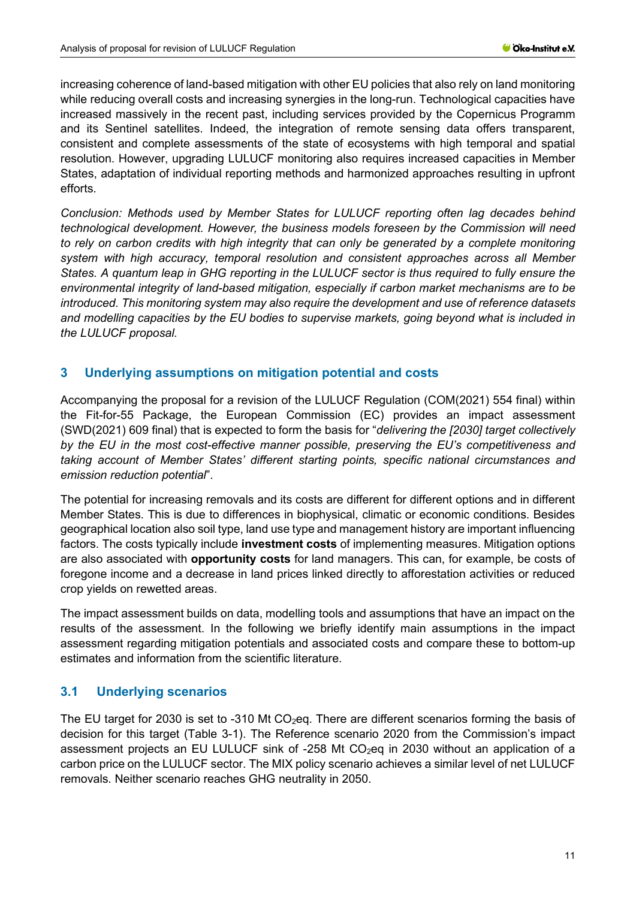increasing coherence of land-based mitigation with other EU policies that also rely on land monitoring while reducing overall costs and increasing synergies in the long-run. Technological capacities have increased massively in the recent past, including services provided by the Copernicus Programm and its Sentinel satellites. Indeed, the integration of remote sensing data offers transparent, consistent and complete assessments of the state of ecosystems with high temporal and spatial resolution. However, upgrading LULUCF monitoring also requires increased capacities in Member States, adaptation of individual reporting methods and harmonized approaches resulting in upfront efforts.

*Conclusion: Methods used by Member States for LULUCF reporting often lag decades behind technological development. However, the business models foreseen by the Commission will need to rely on carbon credits with high integrity that can only be generated by a complete monitoring system with high accuracy, temporal resolution and consistent approaches across all Member States. A quantum leap in GHG reporting in the LULUCF sector is thus required to fully ensure the environmental integrity of land-based mitigation, especially if carbon market mechanisms are to be introduced. This monitoring system may also require the development and use of reference datasets and modelling capacities by the EU bodies to supervise markets, going beyond what is included in the LULUCF proposal.*

## 3 Underlying assumptions on mitigation potential and costs

Accompanying the proposal for a revision of the LULUCF Regulation (COM(2021) 554 final) within the Fit-for-55 Package, the European Commission (EC) provides an impact assessment (SWD(2021) 609 final) that is expected to form the basis for "*delivering the [2030] target collectively by the EU in the most cost-effective manner possible, preserving the EU's competitiveness and taking account of Member States' different starting points, specific national circumstances and emission reduction potential*".

The potential for increasing removals and its costs are different for different options and in different Member States. This is due to differences in biophysical, climatic or economic conditions. Besides geographical location also soil type, land use type and management history are important influencing factors. The costs typically include **investment costs** of implementing measures. Mitigation options are also associated with **opportunity costs** for land managers. This can, for example, be costs of foregone income and a decrease in land prices linked directly to afforestation activities or reduced crop yields on rewetted areas.

The impact assessment builds on data, modelling tools and assumptions that have an impact on the results of the assessment. In the following we briefly identify main assumptions in the impact assessment regarding mitigation potentials and associated costs and compare these to bottom-up estimates and information from the scientific literature.

### 3.1 Underlying scenarios

The EU target for 2030 is set to -310 Mt $CO_2$eq. There are different scenarios forming the basis of decision for this target (Table 3-1). The Reference scenario 2020 from the Commission's impact assessment projects an EU LULUCF sink of -258 Mt $CO_2$eq in 2030 without an application of a carbon price on the LULUCF sector. The MIX policy scenario achieves a similar level of net LULUCF removals. Neither scenario reaches GHG neutrality in 2050.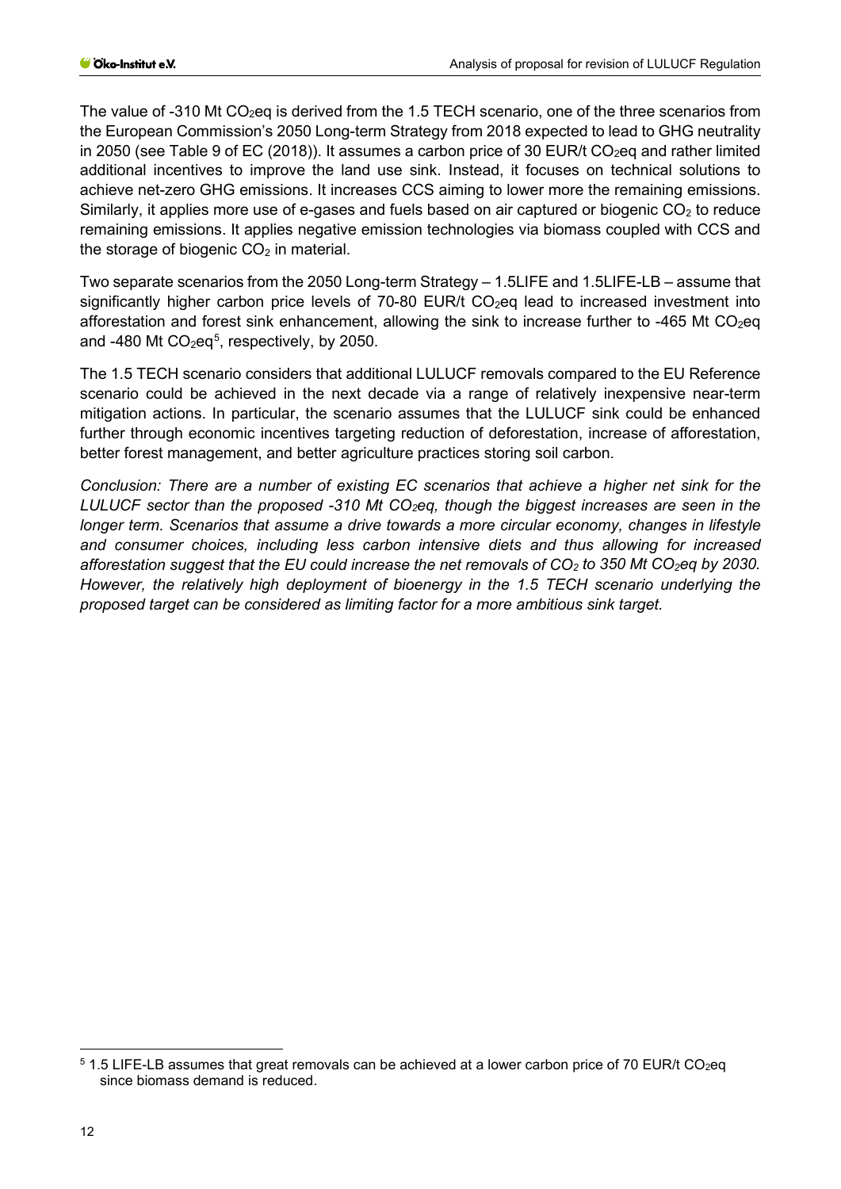The value of -310 Mt $CO_2$eq is derived from the 1.5 TECH scenario, one of the three scenarios from the European Commission's 2050 Long-term Strategy from 2018 expected to lead to GHG neutrality in 2050 (see Table 9 of EC (2018)). It assumes a carbon price of 30 EUR/t $CO_2$eq and rather limited additional incentives to improve the land use sink. Instead, it focuses on technical solutions to achieve net-zero GHG emissions. It increases CCS aiming to lower more the remaining emissions. Similarly, it applies more use of e-gases and fuels based on air captured or biogenic $CO_2$ to reduce remaining emissions. It applies negative emission technologies via biomass coupled with CCS and the storage of biogenic $CO_2$ in material.

Two separate scenarios from the 2050 Long-term Strategy – 1.5LIFE and 1.5LIFE-LB – assume that significantly higher carbon price levels of 70-80 EUR/t $CO_2$eq lead to increased investment into afforestation and forest sink enhancement, allowing the sink to increase further to -465 Mt $CO_2$eq and -480 Mt $CO_2$eq[5], respectively, by 2050.

The 1.5 TECH scenario considers that additional LULUCF removals compared to the EU Reference scenario could be achieved in the next decade via a range of relatively inexpensive near-term mitigation actions. In particular, the scenario assumes that the LULUCF sink could be enhanced further through economic incentives targeting reduction of deforestation, increase of afforestation, better forest management, and better agriculture practices storing soil carbon.

*Conclusion: There are a number of existing EC scenarios that achieve a higher net sink for the LULUCF sector than the proposed -310 Mt $CO_2$eq, though the biggest increases are seen in the longer term. Scenarios that assume a drive towards a more circular economy, changes in lifestyle and consumer choices, including less carbon intensive diets and thus allowing for increased afforestation suggest that the EU could increase the net removals of $CO_2$ to 350 Mt $CO_2$eq by 2030. However, the relatively high deployment of bioenergy in the 1.5 TECH scenario underlying the proposed target can be considered as limiting factor for a more ambitious sink target.*

[5] 1.5 LIFE-LB assumes that great removals can be achieved at a lower carbon price of 70 EUR/t $CO_2$eq since biomass demand is reduced.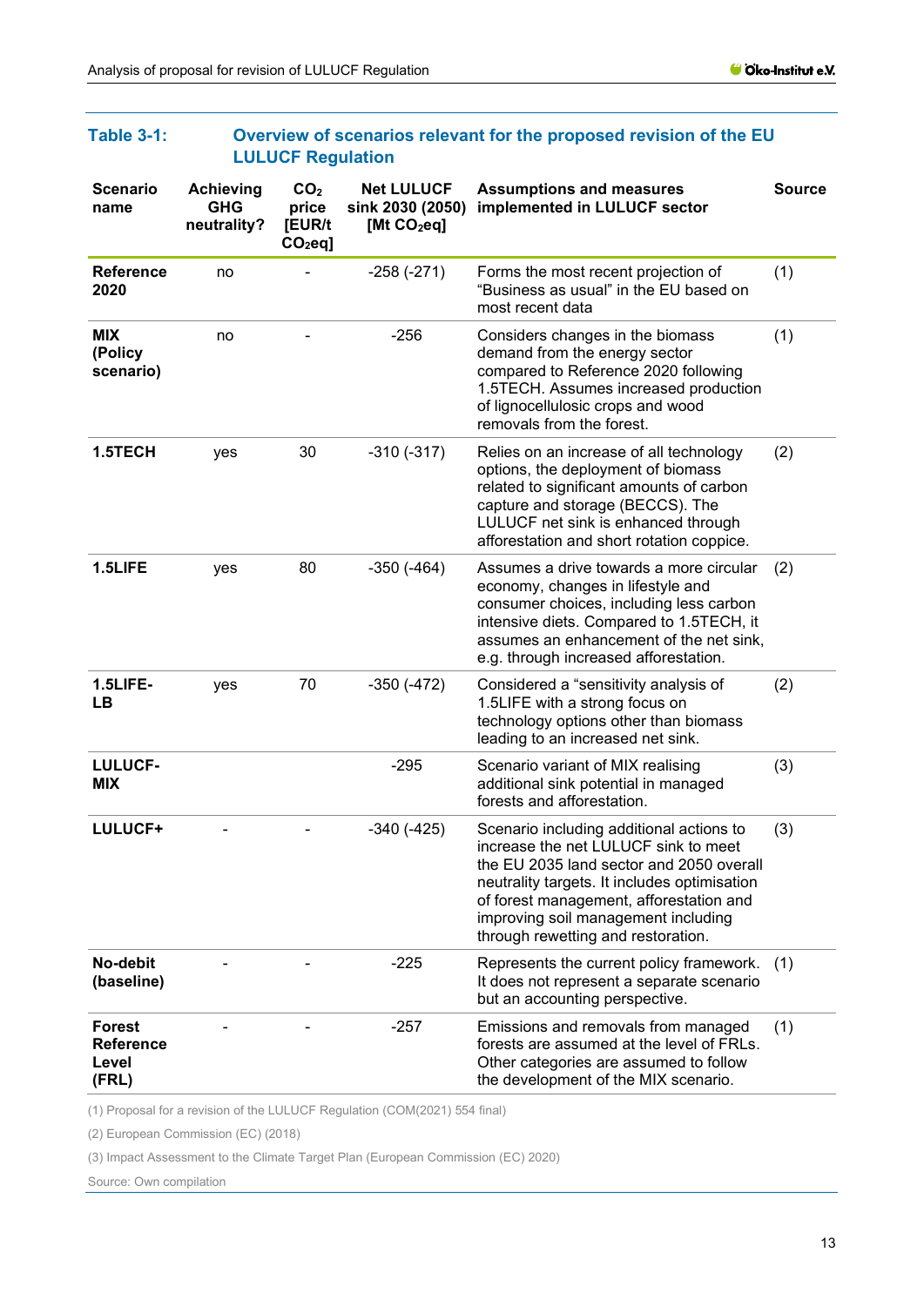**Table 3-1: Overview of scenarios relevant for the proposed revision of the EU LULUCF Regulation**

| Scenario name | Achieving GHG neutrality? | $CO_2$ price [EUR/t $CO_2$eq] | Net LULUCF sink 2030 (2050) [Mt $CO_2$eq] | Assumptions and measures implemented in LULUCF sector | Source |
|---|---|---|---|---|---|
| **Reference 2020** | no | - | -258 (-271) | Forms the most recent projection of “Business as usual” in the EU based on most recent data | (1) |
| **MIX (Policy scenario)** | no | - | -256 | Considers changes in the biomass demand from the energy sector compared to Reference 2020 following 1.5TECH. Assumes increased production of lignocellulosic crops and wood removals from the forest. | (1) |
| **1.5TECH** | yes | 30 | -310 (-317) | Relies on an increase of all technology options, the deployment of biomass related to significant amounts of carbon capture and storage (BECCS). The LULUCF net sink is enhanced through afforestation and short rotation coppice. | (2) |
| **1.5LIFE** | yes | 80 | -350 (-464) | Assumes a drive towards a more circular economy, changes in lifestyle and consumer choices, including less carbon intensive diets. Compared to 1.5TECH, it assumes an enhancement of the net sink, e.g. through increased afforestation. | (2) |
| **1.5LIFE-LB** | yes | 70 | -350 (-472) | Considered a “sensitivity analysis of 1.5LIFE with a strong focus on technology options other than biomass leading to an increased net sink. | (2) |
| **LULUCF-MIX** | | | -295 | Scenario variant of MIX realising additional sink potential in managed forests and afforestation. | (3) |
| **LULUCF+** | - | - | -340 (-425) | Scenario including additional actions to increase the net LULUCF sink to meet the EU 2035 land sector and 2050 overall neutrality targets. It includes optimisation of forest management, afforestation and improving soil management including through rewetting and restoration. | (3) |
| **No-debit (baseline)** | - | - | -225 | Represents the current policy framework. It does not represent a separate scenario but an accounting perspective. | (1) |
| **Forest Reference Level (FRL)** | - | - | -257 | Emissions and removals from managed forests are assumed at the level of FRLs. Other categories are assumed to follow the development of the MIX scenario. | (1) |

(1) Proposal for a revision of the LULUCF Regulation (COM(2021) 554 final)

(2) European Commission (EC) (2018)

(3) Impact Assessment to the Climate Target Plan (European Commission (EC) 2020)

Source: Own compilation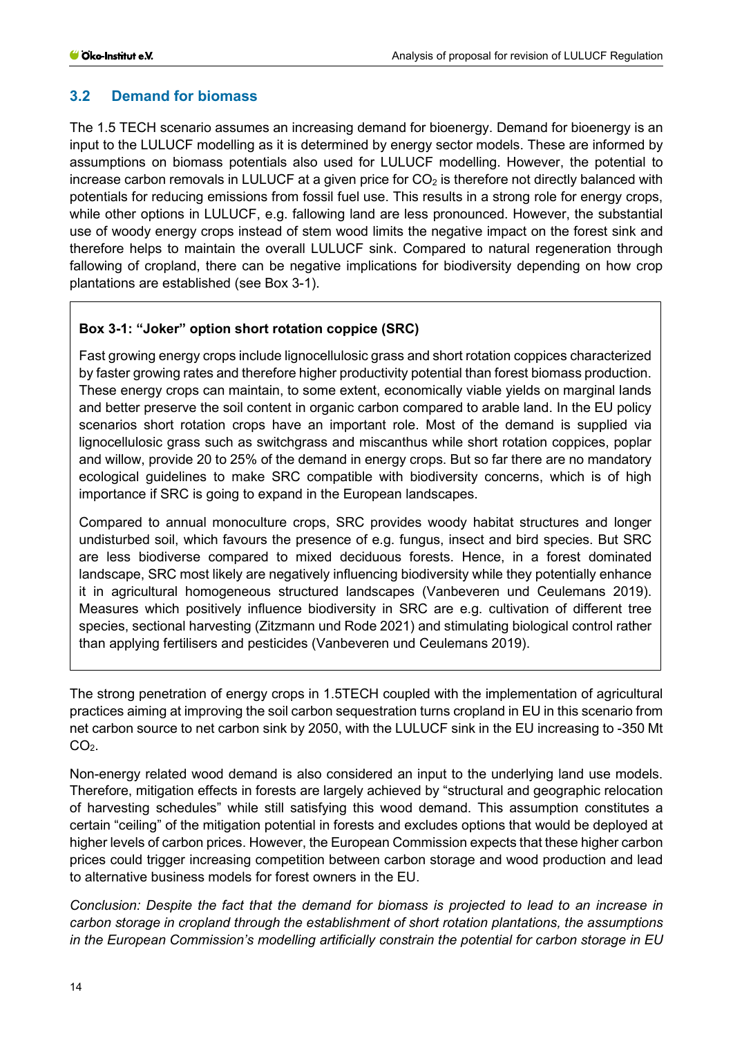## 3.2 Demand for biomass

The 1.5 TECH scenario assumes an increasing demand for bioenergy. Demand for bioenergy is an input to the LULUCF modelling as it is determined by energy sector models. These are informed by assumptions on biomass potentials also used for LULUCF modelling. However, the potential to increase carbon removals in LULUCF at a given price for $CO_2$ is therefore not directly balanced with potentials for reducing emissions from fossil fuel use. This results in a strong role for energy crops, while other options in LULUCF, e.g. fallowing land are less pronounced. However, the substantial use of woody energy crops instead of stem wood limits the negative impact on the forest sink and therefore helps to maintain the overall LULUCF sink. Compared to natural regeneration through fallowing of cropland, there can be negative implications for biodiversity depending on how crop plantations are established (see Box 3-1).

> **Box 3-1: "Joker" option short rotation coppice (SRC)**
>
> Fast growing energy crops include lignocellulosic grass and short rotation coppices characterized by faster growing rates and therefore higher productivity potential than forest biomass production. These energy crops can maintain, to some extent, economically viable yields on marginal lands and better preserve the soil content in organic carbon compared to arable land. In the EU policy scenarios short rotation crops have an important role. Most of the demand is supplied via lignocellulosic grass such as switchgrass and miscanthus while short rotation coppices, poplar and willow, provide 20 to 25% of the demand in energy crops. But so far there are no mandatory ecological guidelines to make SRC compatible with biodiversity concerns, which is of high importance if SRC is going to expand in the European landscapes.
>
> Compared to annual monoculture crops, SRC provides woody habitat structures and longer undisturbed soil, which favours the presence of e.g. fungus, insect and bird species. But SRC are less biodiverse compared to mixed deciduous forests. Hence, in a forest dominated landscape, SRC most likely are negatively influencing biodiversity while they potentially enhance it in agricultural homogeneous structured landscapes (Vanbeveren und Ceulemans 2019). Measures which positively influence biodiversity in SRC are e.g. cultivation of different tree species, sectional harvesting (Zitzmann und Rode 2021) and stimulating biological control rather than applying fertilisers and pesticides (Vanbeveren und Ceulemans 2019).

The strong penetration of energy crops in 1.5TECH coupled with the implementation of agricultural practices aiming at improving the soil carbon sequestration turns cropland in EU in this scenario from net carbon source to net carbon sink by 2050, with the LULUCF sink in the EU increasing to -350 Mt $CO_2$.

Non-energy related wood demand is also considered an input to the underlying land use models. Therefore, mitigation effects in forests are largely achieved by "structural and geographic relocation of harvesting schedules" while still satisfying this wood demand. This assumption constitutes a certain "ceiling" of the mitigation potential in forests and excludes options that would be deployed at higher levels of carbon prices. However, the European Commission expects that these higher carbon prices could trigger increasing competition between carbon storage and wood production and lead to alternative business models for forest owners in the EU.

*Conclusion: Despite the fact that the demand for biomass is projected to lead to an increase in carbon storage in cropland through the establishment of short rotation plantations, the assumptions in the European Commission's modelling artificially constrain the potential for carbon storage in EU*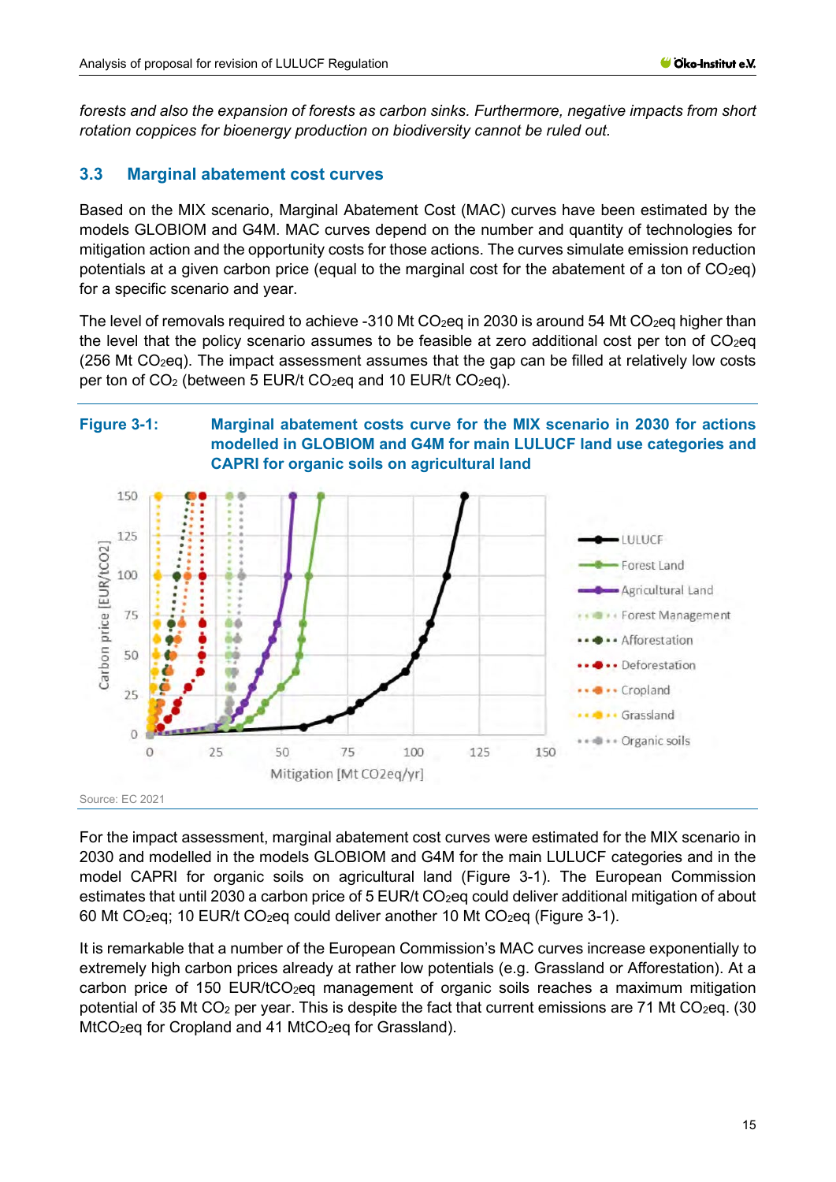*forests and also the expansion of forests as carbon sinks. Furthermore, negative impacts from short rotation coppices for bioenergy production on biodiversity cannot be ruled out.*

## 3.3 Marginal abatement cost curves

Based on the MIX scenario, Marginal Abatement Cost (MAC) curves have been estimated by the models GLOBIOM and G4M. MAC curves depend on the number and quantity of technologies for mitigation action and the opportunity costs for those actions. The curves simulate emission reduction potentials at a given carbon price (equal to the marginal cost for the abatement of a ton of $CO_2eq$) for a specific scenario and year.

The level of removals required to achieve -310 Mt $CO_2eq$ in 2030 is around 54 Mt $CO_2eq$ higher than the level that the policy scenario assumes to be feasible at zero additional cost per ton of $CO_2eq$ (256 Mt $CO_2eq$). The impact assessment assumes that the gap can be filled at relatively low costs per ton of $CO_2$ (between 5 EUR/t $CO_2eq$ and 10 EUR/t $CO_2eq$).

**Figure 3-1: Marginal abatement costs curve for the MIX scenario in 2030 for actions modelled in GLOBIOM and G4M for main LULUCF land use categories and CAPRI for organic soils on agricultural land**

Source: EC 2021

For the impact assessment, marginal abatement cost curves were estimated for the MIX scenario in 2030 and modelled in the models GLOBIOM and G4M for the main LULUCF categories and in the model CAPRI for organic soils on agricultural land (Figure 3-1). The European Commission estimates that until 2030 a carbon price of 5 EUR/t $CO_2eq$ could deliver additional mitigation of about 60 Mt $CO_2eq$; 10 EUR/t $CO_2eq$ could deliver another 10 Mt $CO_2eq$ (Figure 3-1).

It is remarkable that a number of the European Commission's MAC curves increase exponentially to extremely high carbon prices already at rather low potentials (e.g. Grassland or Afforestation). At a carbon price of 150 EUR/t$CO_2eq$ management of organic soils reaches a maximum mitigation potential of 35 Mt $CO_2$ per year. This is despite the fact that current emissions are 71 Mt $CO_2eq$. (30 Mt$CO_2eq$ for Cropland and 41 Mt$CO_2eq$ for Grassland).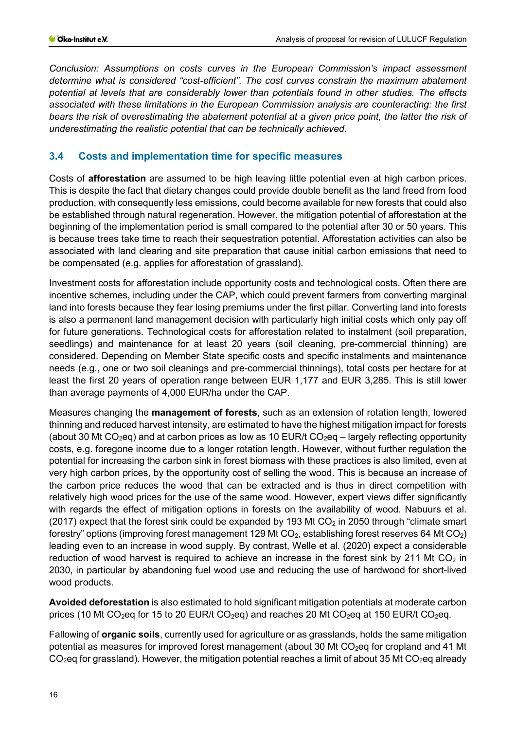*Conclusion: Assumptions on costs curves in the European Commission's impact assessment determine what is considered "cost-efficient". The cost curves constrain the maximum abatement potential at levels that are considerably lower than potentials found in other studies. The effects associated with these limitations in the European Commission analysis are counteracting: the first bears the risk of overestimating the abatement potential at a given price point, the latter the risk of underestimating the realistic potential that can be technically achieved.*

## 3.4 Costs and implementation time for specific measures

Costs of **afforestation** are assumed to be high leaving little potential even at high carbon prices. This is despite the fact that dietary changes could provide double benefit as the land freed from food production, with consequently less emissions, could become available for new forests that could also be established through natural regeneration. However, the mitigation potential of afforestation at the beginning of the implementation period is small compared to the potential after 30 or 50 years. This is because trees take time to reach their sequestration potential. Afforestation activities can also be associated with land clearing and site preparation that cause initial carbon emissions that need to be compensated (e.g. applies for afforestation of grassland).

Investment costs for afforestation include opportunity costs and technological costs. Often there are incentive schemes, including under the CAP, which could prevent farmers from converting marginal land into forests because they fear losing premiums under the first pillar. Converting land into forests is also a permanent land management decision with particularly high initial costs which only pay off for future generations. Technological costs for afforestation related to instalment (soil preparation, seedlings) and maintenance for at least 20 years (soil cleaning, pre-commercial thinning) are considered. Depending on Member State specific costs and specific instalments and maintenance needs (e.g., one or two soil cleanings and pre-commercial thinnings), total costs per hectare for at least the first 20 years of operation range between EUR 1,177 and EUR 3,285. This is still lower than average payments of 4,000 EUR/ha under the CAP.

Measures changing the **management of forests**, such as an extension of rotation length, lowered thinning and reduced harvest intensity, are estimated to have the highest mitigation impact for forests (about 30 Mt $CO_2$eq) and at carbon prices as low as 10 EUR/t $CO_2$eq – largely reflecting opportunity costs, e.g. foregone income due to a longer rotation length. However, without further regulation the potential for increasing the carbon sink in forest biomass with these practices is also limited, even at very high carbon prices, by the opportunity cost of selling the wood. This is because an increase of the carbon price reduces the wood that can be extracted and is thus in direct competition with relatively high wood prices for the use of the same wood. However, expert views differ significantly with regards the effect of mitigation options in forests on the availability of wood. Nabuurs et al. (2017) expect that the forest sink could be expanded by 193 Mt $CO_2$ in 2050 through "climate smart forestry" options (improving forest management 129 Mt $CO_2$, establishing forest reserves 64 Mt $CO_2$) leading even to an increase in wood supply. By contrast, Welle et al. (2020) expect a considerable reduction of wood harvest is required to achieve an increase in the forest sink by 211 Mt $CO_2$ in 2030, in particular by abandoning fuel wood use and reducing the use of hardwood for short-lived wood products.

**Avoided deforestation** is also estimated to hold significant mitigation potentials at moderate carbon prices (10 Mt $CO_2$eq for 15 to 20 EUR/t $CO_2$eq) and reaches 20 Mt $CO_2$eq at 150 EUR/t $CO_2$eq.

Fallowing of **organic soils**, currently used for agriculture or as grasslands, holds the same mitigation potential as measures for improved forest management (about 30 Mt $CO_2$eq for cropland and 41 Mt $CO_2$eq for grassland). However, the mitigation potential reaches a limit of about 35 Mt $CO_2$eq already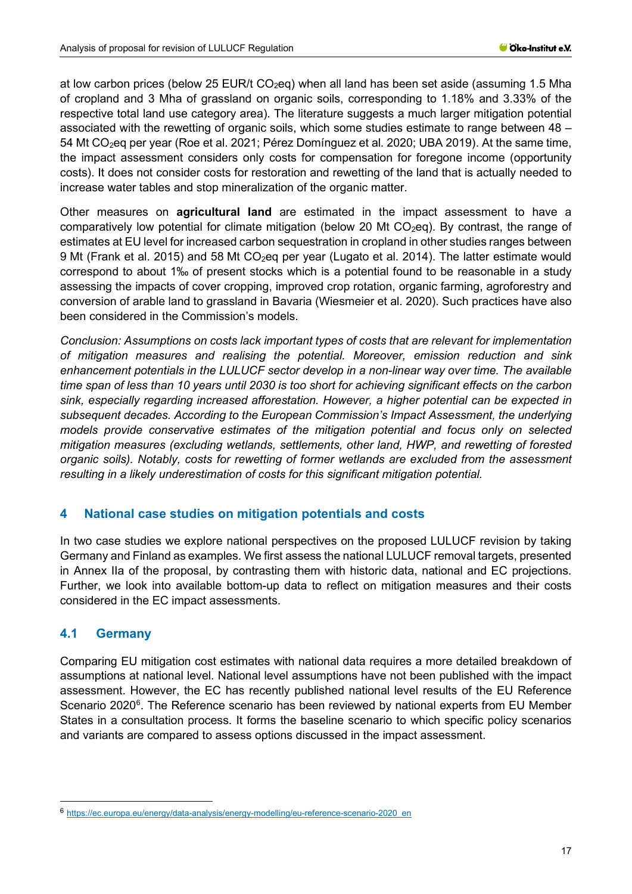at low carbon prices (below 25 EUR/t $CO_2$eq) when all land has been set aside (assuming 1.5 Mha of cropland and 3 Mha of grassland on organic soils, corresponding to 1.18% and 3.33% of the respective total land use category area). The literature suggests a much larger mitigation potential associated with the rewetting of organic soils, which some studies estimate to range between 48 – 54 Mt $CO_2$eq per year (Roe et al. 2021; Pérez Domínguez et al. 2020; UBA 2019). At the same time, the impact assessment considers only costs for compensation for foregone income (opportunity costs). It does not consider costs for restoration and rewetting of the land that is actually needed to increase water tables and stop mineralization of the organic matter.

Other measures on **agricultural land** are estimated in the impact assessment to have a comparatively low potential for climate mitigation (below 20 Mt $CO_2$eq). By contrast, the range of estimates at EU level for increased carbon sequestration in cropland in other studies ranges between 9 Mt (Frank et al. 2015) and 58 Mt $CO_2$eq per year (Lugato et al. 2014). The latter estimate would correspond to about 1‰ of present stocks which is a potential found to be reasonable in a study assessing the impacts of cover cropping, improved crop rotation, organic farming, agroforestry and conversion of arable land to grassland in Bavaria (Wiesmeier et al. 2020). Such practices have also been considered in the Commission's models.

*Conclusion: Assumptions on costs lack important types of costs that are relevant for implementation of mitigation measures and realising the potential. Moreover, emission reduction and sink enhancement potentials in the LULUCF sector develop in a non-linear way over time. The available time span of less than 10 years until 2030 is too short for achieving significant effects on the carbon sink, especially regarding increased afforestation. However, a higher potential can be expected in subsequent decades. According to the European Commission's Impact Assessment, the underlying models provide conservative estimates of the mitigation potential and focus only on selected mitigation measures (excluding wetlands, settlements, other land, HWP, and rewetting of forested organic soils). Notably, costs for rewetting of former wetlands are excluded from the assessment resulting in a likely underestimation of costs for this significant mitigation potential.*

## 4 National case studies on mitigation potentials and costs

In two case studies we explore national perspectives on the proposed LULUCF revision by taking Germany and Finland as examples. We first assess the national LULUCF removal targets, presented in Annex IIa of the proposal, by contrasting them with historic data, national and EC projections. Further, we look into available bottom-up data to reflect on mitigation measures and their costs considered in the EC impact assessments.

### 4.1 Germany

Comparing EU mitigation cost estimates with national data requires a more detailed breakdown of assumptions at national level. National level assumptions have not been published with the impact assessment. However, the EC has recently published national level results of the EU Reference Scenario 2020[6]. The Reference scenario has been reviewed by national experts from EU Member States in a consultation process. It forms the baseline scenario to which specific policy scenarios and variants are compared to assess options discussed in the impact assessment.

[6] https://ec.europa.eu/energy/data-analysis/energy-modelling/eu-reference-scenario-2020_en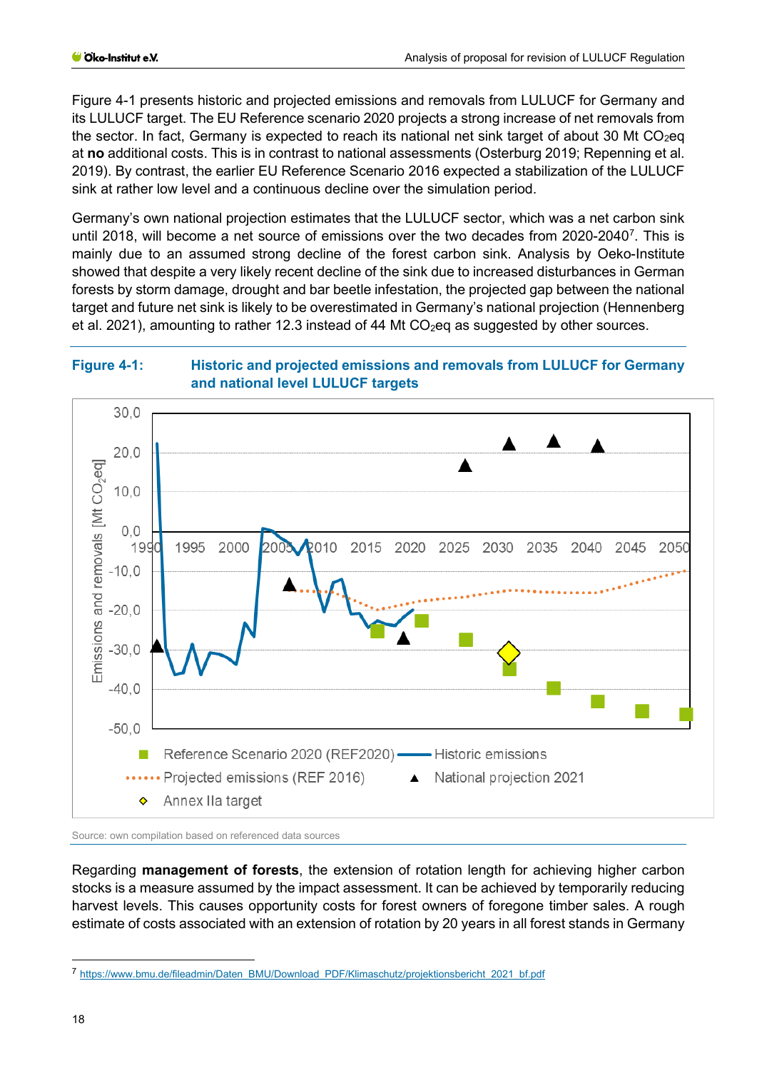Figure 4-1 presents historic and projected emissions and removals from LULUCF for Germany and its LULUCF target. The EU Reference scenario 2020 projects a strong increase of net removals from the sector. In fact, Germany is expected to reach its national net sink target of about 30 Mt $CO_2$eq at **no** additional costs. This is in contrast to national assessments (Osterburg 2019; Repenning et al. 2019). By contrast, the earlier EU Reference Scenario 2016 expected a stabilization of the LULUCF sink at rather low level and a continuous decline over the simulation period.

Germany's own national projection estimates that the LULUCF sector, which was a net carbon sink until 2018, will become a net source of emissions over the two decades from 2020-2040[7]. This is mainly due to an assumed strong decline of the forest carbon sink. Analysis by Oeko-Institute showed that despite a very likely recent decline of the sink due to increased disturbances in German forests by storm damage, drought and bar beetle infestation, the projected gap between the national target and future net sink is likely to be overestimated in Germany's national projection (Hennenberg et al. 2021), amounting to rather 12.3 instead of 44 Mt $CO_2$eq as suggested by other sources.

**Figure 4-1: Historic and projected emissions and removals from LULUCF for Germany and national level LULUCF targets**

Source: own compilation based on referenced data sources

Regarding **management of forests**, the extension of rotation length for achieving higher carbon stocks is a measure assumed by the impact assessment. It can be achieved by temporarily reducing harvest levels. This causes opportunity costs for forest owners of foregone timber sales. A rough estimate of costs associated with an extension of rotation by 20 years in all forest stands in Germany

---

[7] https://www.bmu.de/fileadmin/Daten_BMU/Download_PDF/Klimaschutz/projektionsbericht_2021_bf.pdf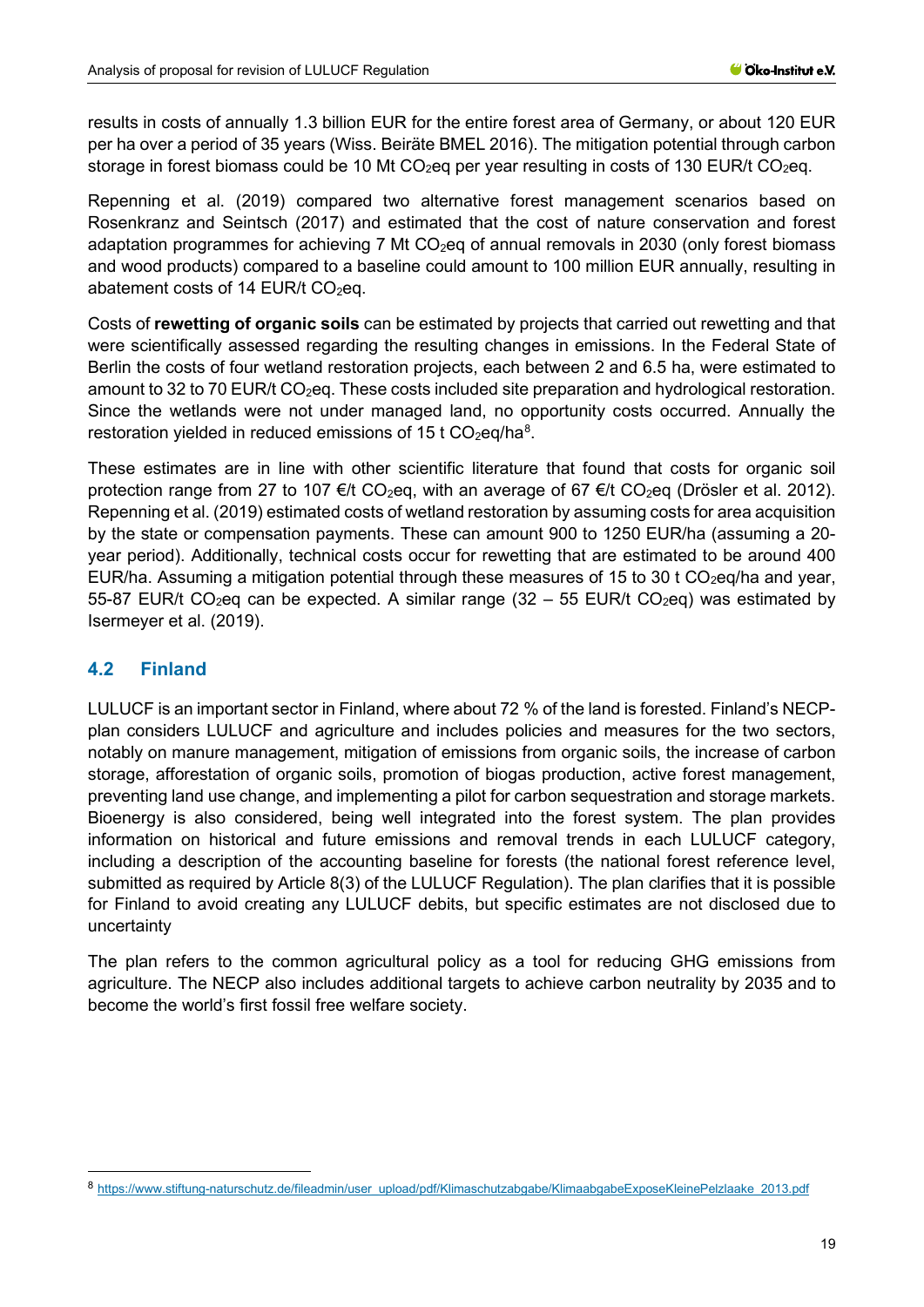results in costs of annually 1.3 billion EUR for the entire forest area of Germany, or about 120 EUR per ha over a period of 35 years (Wiss. Beiräte BMEL 2016). The mitigation potential through carbon storage in forest biomass could be 10 Mt $CO_2$eq per year resulting in costs of 130 EUR/t $CO_2$eq.

Repenning et al. (2019) compared two alternative forest management scenarios based on Rosenkranz and Seintsch (2017) and estimated that the cost of nature conservation and forest adaptation programmes for achieving 7 Mt $CO_2$eq of annual removals in 2030 (only forest biomass and wood products) compared to a baseline could amount to 100 million EUR annually, resulting in abatement costs of 14 EUR/t $CO_2$eq.

Costs of **rewetting of organic soils** can be estimated by projects that carried out rewetting and that were scientifically assessed regarding the resulting changes in emissions. In the Federal State of Berlin the costs of four wetland restoration projects, each between 2 and 6.5 ha, were estimated to amount to 32 to 70 EUR/t $CO_2$eq. These costs included site preparation and hydrological restoration. Since the wetlands were not under managed land, no opportunity costs occurred. Annually the restoration yielded in reduced emissions of 15 t $CO_2$eq/ha[8].

These estimates are in line with other scientific literature that found that costs for organic soil protection range from 27 to 107 €/t $CO_2$eq, with an average of 67 €/t $CO_2$eq (Drösler et al. 2012). Repenning et al. (2019) estimated costs of wetland restoration by assuming costs for area acquisition by the state or compensation payments. These can amount 900 to 1250 EUR/ha (assuming a 20-year period). Additionally, technical costs occur for rewetting that are estimated to be around 400 EUR/ha. Assuming a mitigation potential through these measures of 15 to 30 t $CO_2$eq/ha and year, 55-87 EUR/t $CO_2$eq can be expected. A similar range (32 – 55 EUR/t $CO_2$eq) was estimated by Isermeyer et al. (2019).

## 4.2 Finland

LULUCF is an important sector in Finland, where about 72 % of the land is forested. Finland's NECP-plan considers LULUCF and agriculture and includes policies and measures for the two sectors, notably on manure management, mitigation of emissions from organic soils, the increase of carbon storage, afforestation of organic soils, promotion of biogas production, active forest management, preventing land use change, and implementing a pilot for carbon sequestration and storage markets. Bioenergy is also considered, being well integrated into the forest system. The plan provides information on historical and future emissions and removal trends in each LULUCF category, including a description of the accounting baseline for forests (the national forest reference level, submitted as required by Article 8(3) of the LULUCF Regulation). The plan clarifies that it is possible for Finland to avoid creating any LULUCF debits, but specific estimates are not disclosed due to uncertainty

The plan refers to the common agricultural policy as a tool for reducing GHG emissions from agriculture. The NECP also includes additional targets to achieve carbon neutrality by 2035 and to become the world's first fossil free welfare society.

[8] https://www.stiftung-naturschutz.de/fileadmin/user_upload/pdf/Klimaschutzabgabe/KlimaabgabeExposeKleinePelzlaake_2013.pdf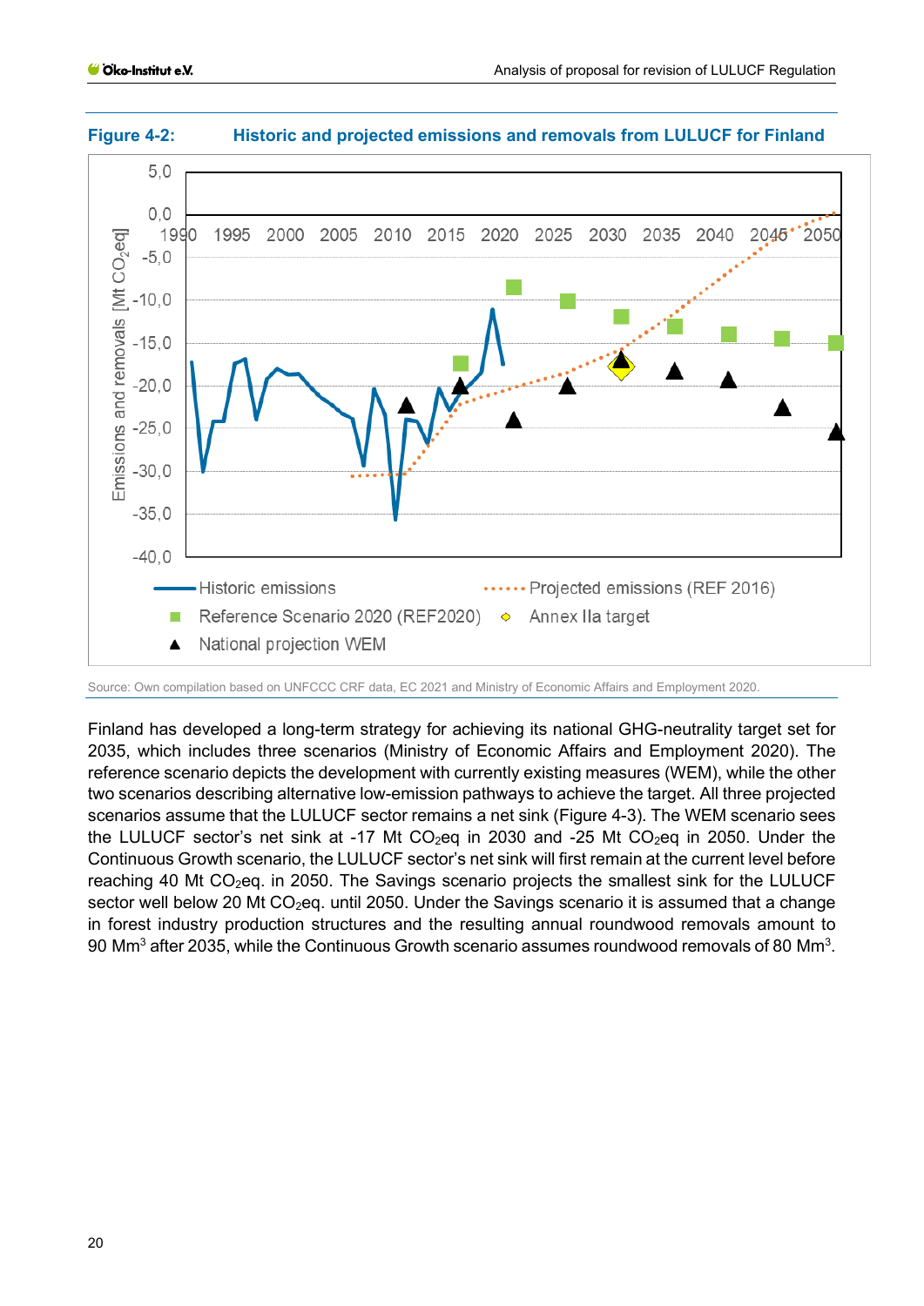**Figure 4-2: Historic and projected emissions and removals from LULUCF for Finland**

Source: Own compilation based on UNFCCC CRF data, EC 2021 and Ministry of Economic Affairs and Employment 2020.

Finland has developed a long-term strategy for achieving its national GHG-neutrality target set for 2035, which includes three scenarios (Ministry of Economic Affairs and Employment 2020). The reference scenario depicts the development with currently existing measures (WEM), while the other two scenarios describing alternative low-emission pathways to achieve the target. All three projected scenarios assume that the LULUCF sector remains a net sink (Figure 4-3). The WEM scenario sees the LULUCF sector's net sink at -17 Mt $CO_2$eq in 2030 and -25 Mt $CO_2$eq in 2050. Under the Continuous Growth scenario, the LULUCF sector's net sink will first remain at the current level before reaching 40 Mt $CO_2$eq. in 2050. The Savings scenario projects the smallest sink for the LULUCF sector well below 20 Mt $CO_2$eq. until 2050. Under the Savings scenario it is assumed that a change in forest industry production structures and the resulting annual roundwood removals amount to 90 $Mm^3$ after 2035, while the Continuous Growth scenario assumes roundwood removals of 80 $Mm^3$.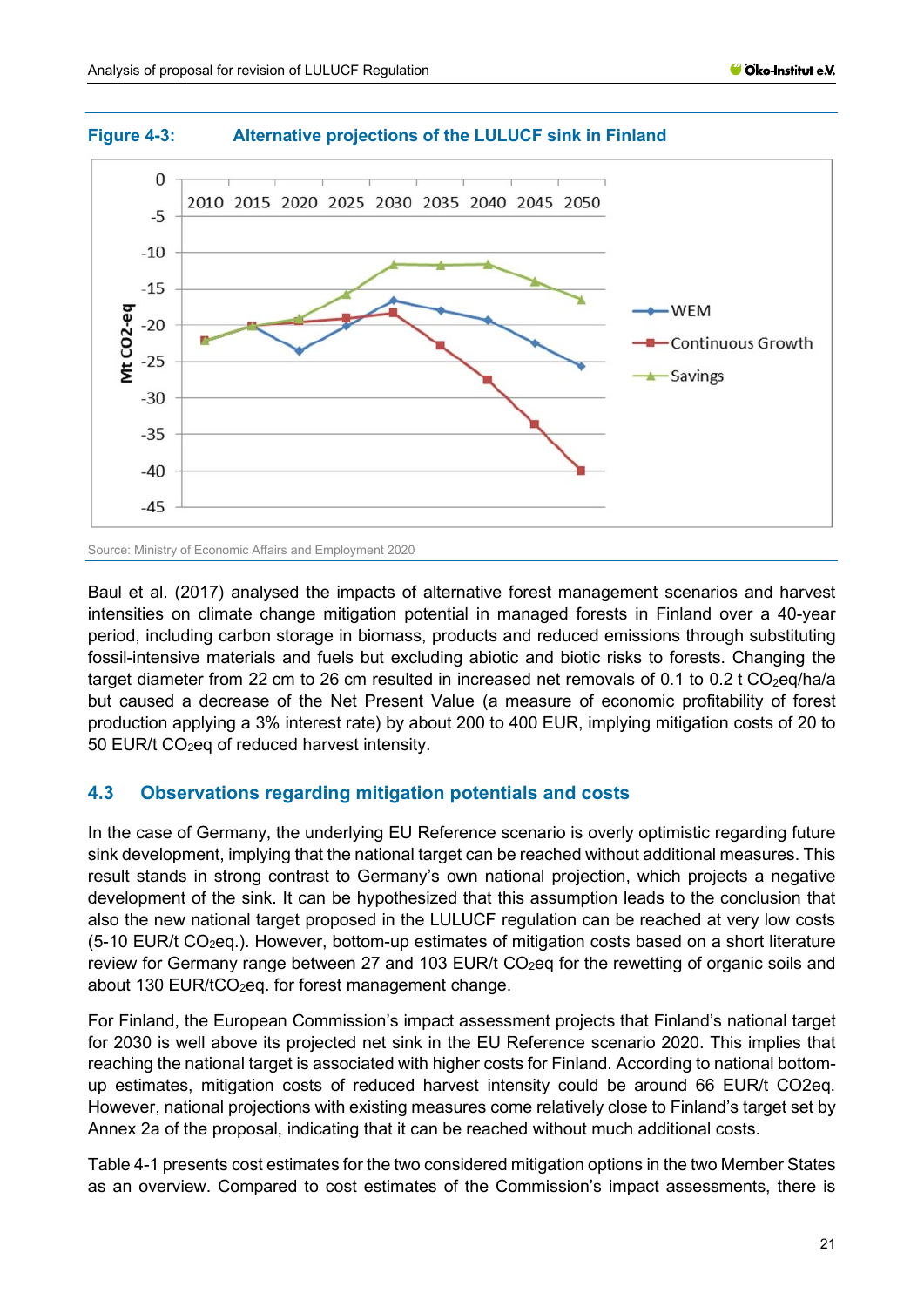**Figure 4-3: Alternative projections of the LULUCF sink in Finland**

Source: Ministry of Economic Affairs and Employment 2020

Baul et al. (2017) analysed the impacts of alternative forest management scenarios and harvest intensities on climate change mitigation potential in managed forests in Finland over a 40-year period, including carbon storage in biomass, products and reduced emissions through substituting fossil-intensive materials and fuels but excluding abiotic and biotic risks to forests. Changing the target diameter from 22 cm to 26 cm resulted in increased net removals of 0.1 to 0.2 t $CO_2$eq/ha/a but caused a decrease of the Net Present Value (a measure of economic profitability of forest production applying a 3% interest rate) by about 200 to 400 EUR, implying mitigation costs of 20 to 50 EUR/t $CO_2$eq of reduced harvest intensity.

## 4.3 Observations regarding mitigation potentials and costs

In the case of Germany, the underlying EU Reference scenario is overly optimistic regarding future sink development, implying that the national target can be reached without additional measures. This result stands in strong contrast to Germany's own national projection, which projects a negative development of the sink. It can be hypothesized that this assumption leads to the conclusion that also the new national target proposed in the LULUCF regulation can be reached at very low costs (5-10 EUR/t $CO_2$eq.). However, bottom-up estimates of mitigation costs based on a short literature review for Germany range between 27 and 103 EUR/t $CO_2$eq for the rewetting of organic soils and about 130 EUR/t$CO_2$eq. for forest management change.

For Finland, the European Commission's impact assessment projects that Finland's national target for 2030 is well above its projected net sink in the EU Reference scenario 2020. This implies that reaching the national target is associated with higher costs for Finland. According to national bottom-up estimates, mitigation costs of reduced harvest intensity could be around 66 EUR/t CO2eq. However, national projections with existing measures come relatively close to Finland's target set by Annex 2a of the proposal, indicating that it can be reached without much additional costs.

Table 4-1 presents cost estimates for the two considered mitigation options in the two Member States as an overview. Compared to cost estimates of the Commission's impact assessments, there is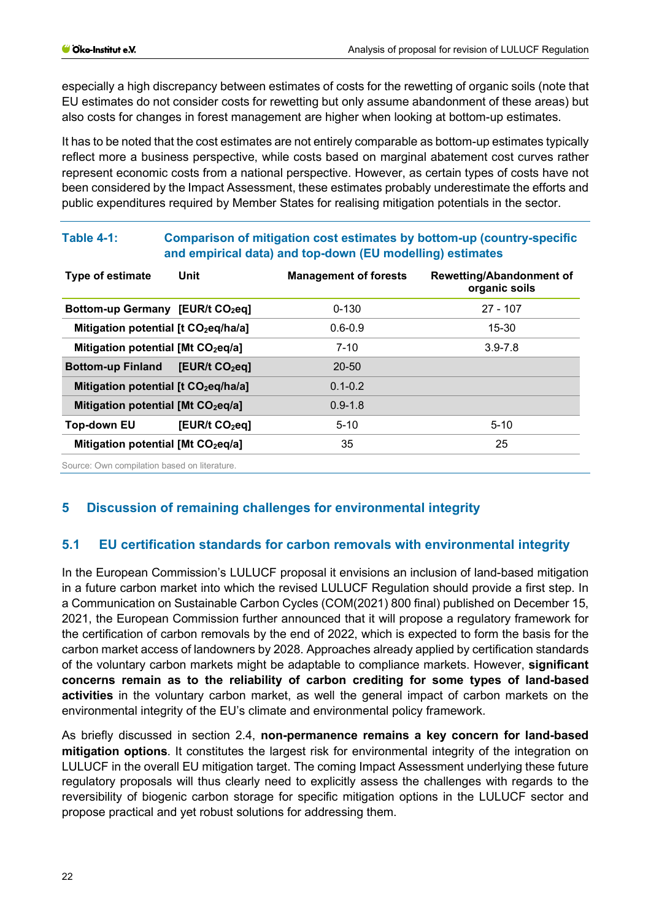especially a high discrepancy between estimates of costs for the rewetting of organic soils (note that EU estimates do not consider costs for rewetting but only assume abandonment of these areas) but also costs for changes in forest management are higher when looking at bottom-up estimates.

It has to be noted that the cost estimates are not entirely comparable as bottom-up estimates typically reflect more a business perspective, while costs based on marginal abatement cost curves rather represent economic costs from a national perspective. However, as certain types of costs have not been considered by the Impact Assessment, these estimates probably underestimate the efforts and public expenditures required by Member States for realising mitigation potentials in the sector.

**Table 4-1: Comparison of mitigation cost estimates by bottom-up (country-specific and empirical data) and top-down (EU modelling) estimates**

| Type of estimate | Unit | Management of forests | Rewetting/Abandonment of organic soils |
|---|---|---|---|
| **Bottom-up Germany** | **[EUR/t $CO_2$eq]** | 0-130 | 27 - 107 |
| **Mitigation potential** | **[t $CO_2$eq/ha/a]** | 0.6-0.9 | 15-30 |
| **Mitigation potential** | **[Mt $CO_2$eq/a]** | 7-10 | 3.9-7.8 |
| **Bottom-up Finland** | **[EUR/t $CO_2$eq]** | 20-50 | |
| **Mitigation potential** | **[t $CO_2$eq/ha/a]** | 0.1-0.2 | |
| **Mitigation potential** | **[Mt $CO_2$eq/a]** | 0.9-1.8 | |
| **Top-down EU** | **[EUR/t $CO_2$eq]** | 5-10 | 5-10 |
| **Mitigation potential** | **[Mt $CO_2$eq/a]** | 35 | 25 |

Source: Own compilation based on literature.

# 5 Discussion of remaining challenges for environmental integrity

## 5.1 EU certification standards for carbon removals with environmental integrity

In the European Commission's LULUCF proposal it envisions an inclusion of land-based mitigation in a future carbon market into which the revised LULUCF Regulation should provide a first step. In a Communication on Sustainable Carbon Cycles (COM(2021) 800 final) published on December 15, 2021, the European Commission further announced that it will propose a regulatory framework for the certification of carbon removals by the end of 2022, which is expected to form the basis for the carbon market access of landowners by 2028. Approaches already applied by certification standards of the voluntary carbon markets might be adaptable to compliance markets. However, **significant concerns remain as to the reliability of carbon crediting for some types of land-based activities** in the voluntary carbon market, as well the general impact of carbon markets on the environmental integrity of the EU's climate and environmental policy framework.

As briefly discussed in section 2.4, **non-permanence remains a key concern for land-based mitigation options**. It constitutes the largest risk for environmental integrity of the integration on LULUCF in the overall EU mitigation target. The coming Impact Assessment underlying these future regulatory proposals will thus clearly need to explicitly assess the challenges with regards to the reversibility of biogenic carbon storage for specific mitigation options in the LULUCF sector and propose practical and yet robust solutions for addressing them.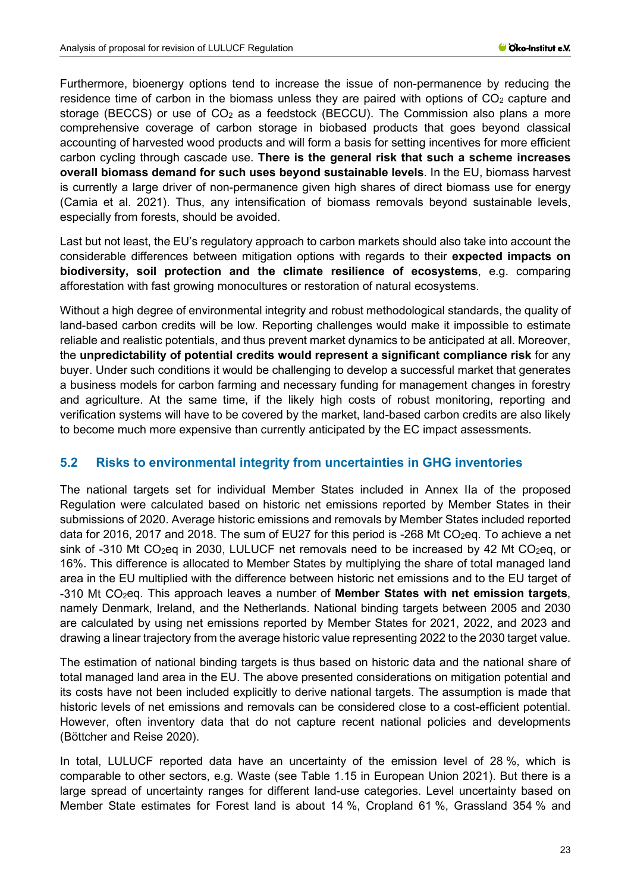Furthermore, bioenergy options tend to increase the issue of non-permanence by reducing the residence time of carbon in the biomass unless they are paired with options of $CO_2$ capture and storage (BECCS) or use of $CO_2$ as a feedstock (BECCU). The Commission also plans a more comprehensive coverage of carbon storage in biobased products that goes beyond classical accounting of harvested wood products and will form a basis for setting incentives for more efficient carbon cycling through cascade use. **There is the general risk that such a scheme increases overall biomass demand for such uses beyond sustainable levels**. In the EU, biomass harvest is currently a large driver of non-permanence given high shares of direct biomass use for energy (Camia et al. 2021). Thus, any intensification of biomass removals beyond sustainable levels, especially from forests, should be avoided.

Last but not least, the EU's regulatory approach to carbon markets should also take into account the considerable differences between mitigation options with regards to their **expected impacts on biodiversity, soil protection and the climate resilience of ecosystems**, e.g. comparing afforestation with fast growing monocultures or restoration of natural ecosystems.

Without a high degree of environmental integrity and robust methodological standards, the quality of land-based carbon credits will be low. Reporting challenges would make it impossible to estimate reliable and realistic potentials, and thus prevent market dynamics to be anticipated at all. Moreover, the **unpredictability of potential credits would represent a significant compliance risk** for any buyer. Under such conditions it would be challenging to develop a successful market that generates a business models for carbon farming and necessary funding for management changes in forestry and agriculture. At the same time, if the likely high costs of robust monitoring, reporting and verification systems will have to be covered by the market, land-based carbon credits are also likely to become much more expensive than currently anticipated by the EC impact assessments.

## 5.2 Risks to environmental integrity from uncertainties in GHG inventories

The national targets set for individual Member States included in Annex IIa of the proposed Regulation were calculated based on historic net emissions reported by Member States in their submissions of 2020. Average historic emissions and removals by Member States included reported data for 2016, 2017 and 2018. The sum of EU27 for this period is -268 Mt $CO_2$eq. To achieve a net sink of -310 Mt $CO_2$eq in 2030, LULUCF net removals need to be increased by 42 Mt $CO_2$eq, or 16%. This difference is allocated to Member States by multiplying the share of total managed land area in the EU multiplied with the difference between historic net emissions and to the EU target of -310 Mt $CO_2$eq. This approach leaves a number of **Member States with net emission targets**, namely Denmark, Ireland, and the Netherlands. National binding targets between 2005 and 2030 are calculated by using net emissions reported by Member States for 2021, 2022, and 2023 and drawing a linear trajectory from the average historic value representing 2022 to the 2030 target value.

The estimation of national binding targets is thus based on historic data and the national share of total managed land area in the EU. The above presented considerations on mitigation potential and its costs have not been included explicitly to derive national targets. The assumption is made that historic levels of net emissions and removals can be considered close to a cost-efficient potential. However, often inventory data that do not capture recent national policies and developments (Böttcher and Reise 2020).

In total, LULUCF reported data have an uncertainty of the emission level of 28 %, which is comparable to other sectors, e.g. Waste (see Table 1.15 in European Union 2021). But there is a large spread of uncertainty ranges for different land-use categories. Level uncertainty based on Member State estimates for Forest land is about 14 %, Cropland 61 %, Grassland 354 % and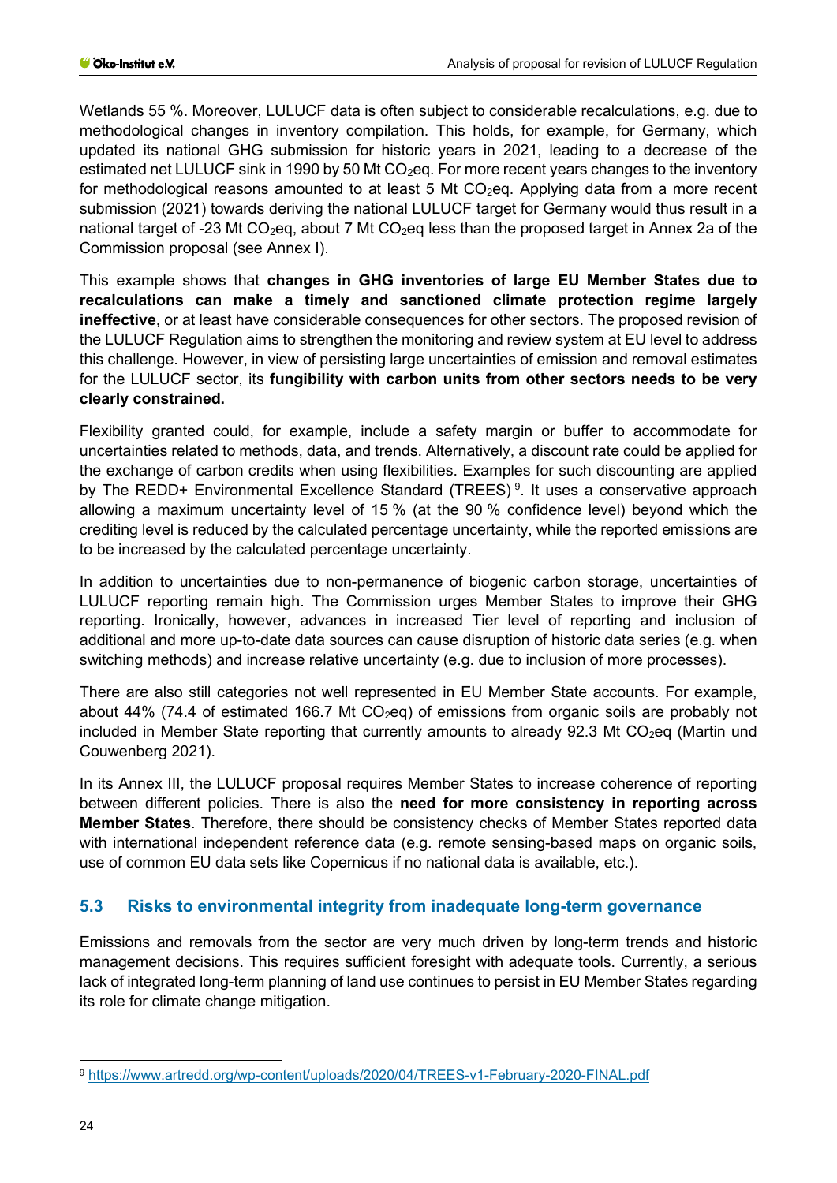Wetlands 55 %. Moreover, LULUCF data is often subject to considerable recalculations, e.g. due to methodological changes in inventory compilation. This holds, for example, for Germany, which updated its national GHG submission for historic years in 2021, leading to a decrease of the estimated net LULUCF sink in 1990 by 50 Mt $CO_2$eq. For more recent years changes to the inventory for methodological reasons amounted to at least 5 Mt $CO_2$eq. Applying data from a more recent submission (2021) towards deriving the national LULUCF target for Germany would thus result in a national target of -23 Mt $CO_2$eq, about 7 Mt $CO_2$eq less than the proposed target in Annex 2a of the Commission proposal (see Annex I).

This example shows that **changes in GHG inventories of large EU Member States due to recalculations can make a timely and sanctioned climate protection regime largely ineffective**, or at least have considerable consequences for other sectors. The proposed revision of the LULUCF Regulation aims to strengthen the monitoring and review system at EU level to address this challenge. However, in view of persisting large uncertainties of emission and removal estimates for the LULUCF sector, its **fungibility with carbon units from other sectors needs to be very clearly constrained.**

Flexibility granted could, for example, include a safety margin or buffer to accommodate for uncertainties related to methods, data, and trends. Alternatively, a discount rate could be applied for the exchange of carbon credits when using flexibilities. Examples for such discounting are applied by The REDD+ Environmental Excellence Standard (TREES) [9]. It uses a conservative approach allowing a maximum uncertainty level of 15 % (at the 90 % confidence level) beyond which the crediting level is reduced by the calculated percentage uncertainty, while the reported emissions are to be increased by the calculated percentage uncertainty.

In addition to uncertainties due to non-permanence of biogenic carbon storage, uncertainties of LULUCF reporting remain high. The Commission urges Member States to improve their GHG reporting. Ironically, however, advances in increased Tier level of reporting and inclusion of additional and more up-to-date data sources can cause disruption of historic data series (e.g. when switching methods) and increase relative uncertainty (e.g. due to inclusion of more processes).

There are also still categories not well represented in EU Member State accounts. For example, about 44% (74.4 of estimated 166.7 Mt $CO_2$eq) of emissions from organic soils are probably not included in Member State reporting that currently amounts to already 92.3 Mt $CO_2$eq (Martin und Couwenberg 2021).

In its Annex III, the LULUCF proposal requires Member States to increase coherence of reporting between different policies. There is also the **need for more consistency in reporting across Member States**. Therefore, there should be consistency checks of Member States reported data with international independent reference data (e.g. remote sensing-based maps on organic soils, use of common EU data sets like Copernicus if no national data is available, etc.).

## 5.3 Risks to environmental integrity from inadequate long-term governance

Emissions and removals from the sector are very much driven by long-term trends and historic management decisions. This requires sufficient foresight with adequate tools. Currently, a serious lack of integrated long-term planning of land use continues to persist in EU Member States regarding its role for climate change mitigation.

[9] https://www.artredd.org/wp-content/uploads/2020/04/TREES-v1-February-2020-FINAL.pdf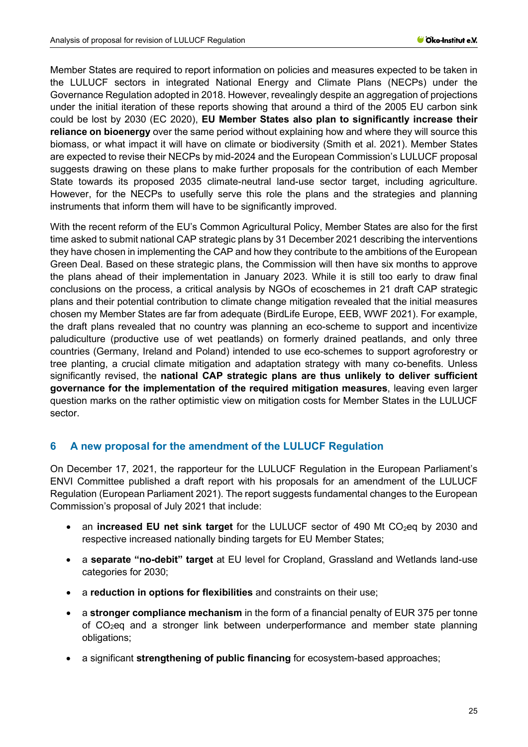Member States are required to report information on policies and measures expected to be taken in the LULUCF sectors in integrated National Energy and Climate Plans (NECPs) under the Governance Regulation adopted in 2018. However, revealingly despite an aggregation of projections under the initial iteration of these reports showing that around a third of the 2005 EU carbon sink could be lost by 2030 (EC 2020), **EU Member States also plan to significantly increase their reliance on bioenergy** over the same period without explaining how and where they will source this biomass, or what impact it will have on climate or biodiversity (Smith et al. 2021). Member States are expected to revise their NECPs by mid-2024 and the European Commission's LULUCF proposal suggests drawing on these plans to make further proposals for the contribution of each Member State towards its proposed 2035 climate-neutral land-use sector target, including agriculture. However, for the NECPs to usefully serve this role the plans and the strategies and planning instruments that inform them will have to be significantly improved.

With the recent reform of the EU's Common Agricultural Policy, Member States are also for the first time asked to submit national CAP strategic plans by 31 December 2021 describing the interventions they have chosen in implementing the CAP and how they contribute to the ambitions of the European Green Deal. Based on these strategic plans, the Commission will then have six months to approve the plans ahead of their implementation in January 2023. While it is still too early to draw final conclusions on the process, a critical analysis by NGOs of ecoschemes in 21 draft CAP strategic plans and their potential contribution to climate change mitigation revealed that the initial measures chosen my Member States are far from adequate (BirdLife Europe, EEB, WWF 2021). For example, the draft plans revealed that no country was planning an eco-scheme to support and incentivize paludiculture (productive use of wet peatlands) on formerly drained peatlands, and only three countries (Germany, Ireland and Poland) intended to use eco-schemes to support agroforestry or tree planting, a crucial climate mitigation and adaptation strategy with many co-benefits. Unless significantly revised, the **national CAP strategic plans are thus unlikely to deliver sufficient governance for the implementation of the required mitigation measures**, leaving even larger question marks on the rather optimistic view on mitigation costs for Member States in the LULUCF sector.

## 6 A new proposal for the amendment of the LULUCF Regulation

On December 17, 2021, the rapporteur for the LULUCF Regulation in the European Parliament's ENVI Committee published a draft report with his proposals for an amendment of the LULUCF Regulation (European Parliament 2021). The report suggests fundamental changes to the European Commission's proposal of July 2021 that include:

- an **increased EU net sink target** for the LULUCF sector of 490 Mt $CO_2$eq by 2030 and respective increased nationally binding targets for EU Member States;
- a **separate "no-debit" target** at EU level for Cropland, Grassland and Wetlands land-use categories for 2030;
- a **reduction in options for flexibilities** and constraints on their use;
- a **stronger compliance mechanism** in the form of a financial penalty of EUR 375 per tonne of $CO_2$eq and a stronger link between underperformance and member state planning obligations;
- a significant **strengthening of public financing** for ecosystem-based approaches;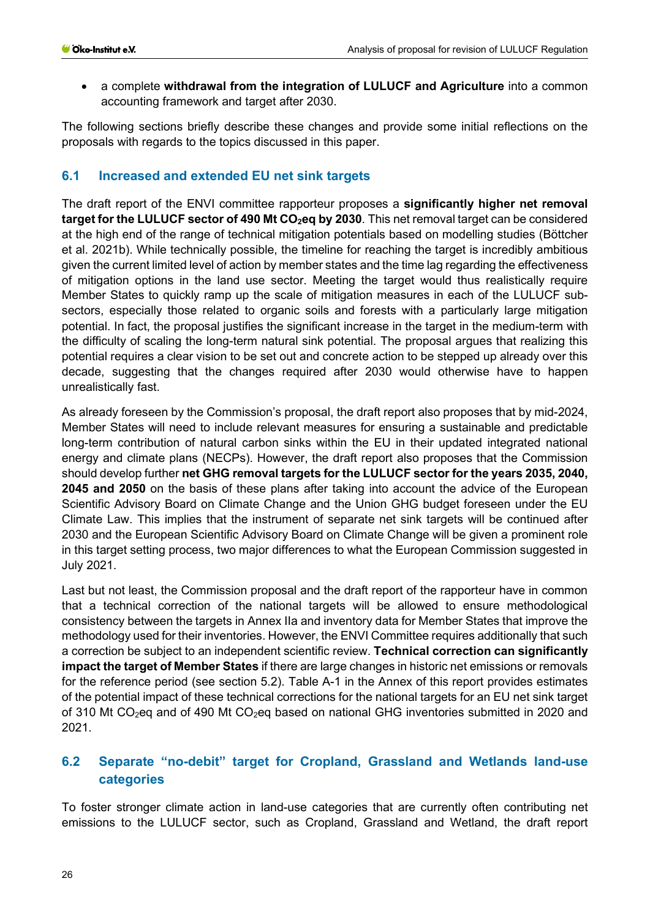- a complete **withdrawal from the integration of LULUCF and Agriculture** into a common accounting framework and target after 2030.

The following sections briefly describe these changes and provide some initial reflections on the proposals with regards to the topics discussed in this paper.

## 6.1 Increased and extended EU net sink targets

The draft report of the ENVI committee rapporteur proposes a **significantly higher net removal target for the LULUCF sector of 490 Mt $CO_2$eq by 2030**. This net removal target can be considered at the high end of the range of technical mitigation potentials based on modelling studies (Böttcher et al. 2021b). While technically possible, the timeline for reaching the target is incredibly ambitious given the current limited level of action by member states and the time lag regarding the effectiveness of mitigation options in the land use sector. Meeting the target would thus realistically require Member States to quickly ramp up the scale of mitigation measures in each of the LULUCF sub-sectors, especially those related to organic soils and forests with a particularly large mitigation potential. In fact, the proposal justifies the significant increase in the target in the medium-term with the difficulty of scaling the long-term natural sink potential. The proposal argues that realizing this potential requires a clear vision to be set out and concrete action to be stepped up already over this decade, suggesting that the changes required after 2030 would otherwise have to happen unrealistically fast.

As already foreseen by the Commission's proposal, the draft report also proposes that by mid-2024, Member States will need to include relevant measures for ensuring a sustainable and predictable long-term contribution of natural carbon sinks within the EU in their updated integrated national energy and climate plans (NECPs). However, the draft report also proposes that the Commission should develop further **net GHG removal targets for the LULUCF sector for the years 2035, 2040, 2045 and 2050** on the basis of these plans after taking into account the advice of the European Scientific Advisory Board on Climate Change and the Union GHG budget foreseen under the EU Climate Law. This implies that the instrument of separate net sink targets will be continued after 2030 and the European Scientific Advisory Board on Climate Change will be given a prominent role in this target setting process, two major differences to what the European Commission suggested in July 2021.

Last but not least, the Commission proposal and the draft report of the rapporteur have in common that a technical correction of the national targets will be allowed to ensure methodological consistency between the targets in Annex IIa and inventory data for Member States that improve the methodology used for their inventories. However, the ENVI Committee requires additionally that such a correction be subject to an independent scientific review. **Technical correction can significantly impact the target of Member States** if there are large changes in historic net emissions or removals for the reference period (see section 5.2). Table A-1 in the Annex of this report provides estimates of the potential impact of these technical corrections for the national targets for an EU net sink target of 310 Mt $CO_2$eq and of 490 Mt $CO_2$eq based on national GHG inventories submitted in 2020 and 2021.

## 6.2 Separate "no-debit" target for Cropland, Grassland and Wetlands land-use categories

To foster stronger climate action in land-use categories that are currently often contributing net emissions to the LULUCF sector, such as Cropland, Grassland and Wetland, the draft report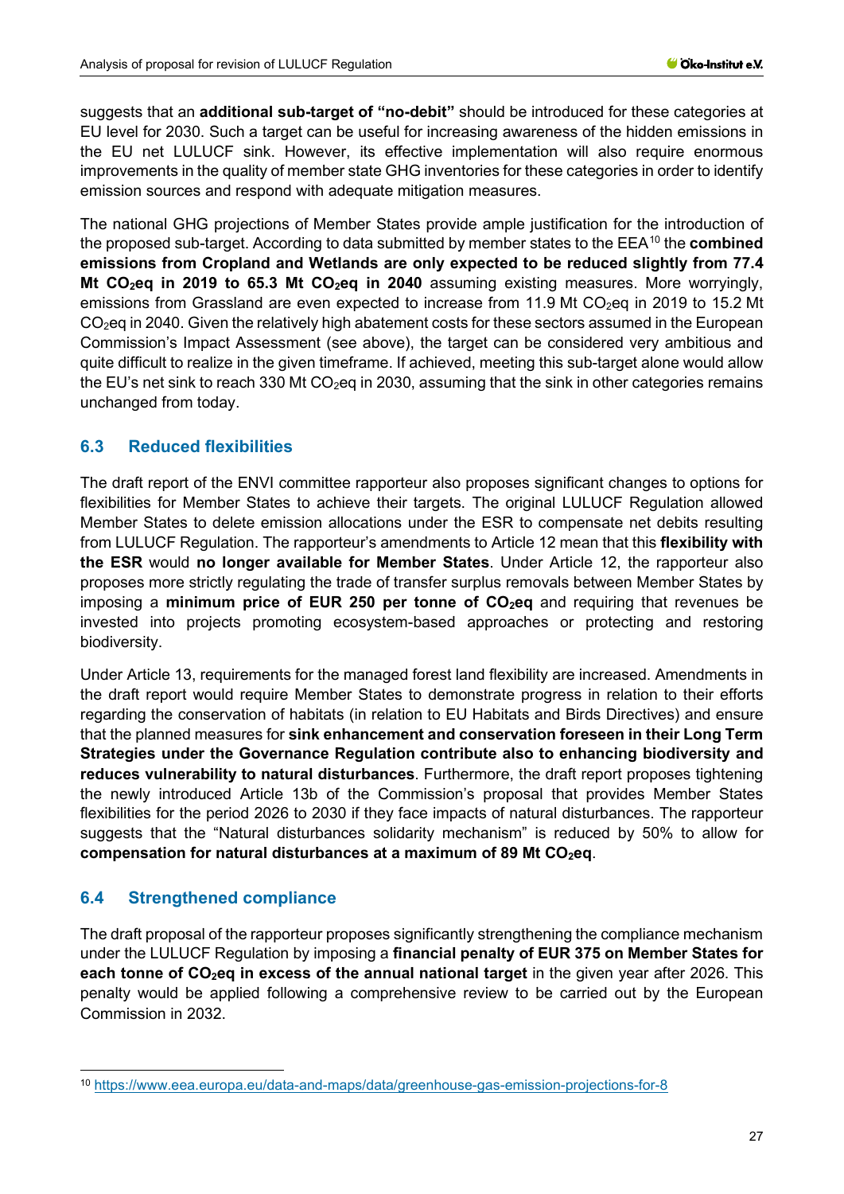suggests that an **additional sub-target of "no-debit"** should be introduced for these categories at EU level for 2030. Such a target can be useful for increasing awareness of the hidden emissions in the EU net LULUCF sink. However, its effective implementation will also require enormous improvements in the quality of member state GHG inventories for these categories in order to identify emission sources and respond with adequate mitigation measures.

The national GHG projections of Member States provide ample justification for the introduction of the proposed sub-target. According to data submitted by member states to the EEA[10] the **combined emissions from Cropland and Wetlands are only expected to be reduced slightly from 77.4 Mt $CO_2$eq in 2019 to 65.3 Mt $CO_2$eq in 2040** assuming existing measures. More worryingly, emissions from Grassland are even expected to increase from 11.9 Mt $CO_2$eq in 2019 to 15.2 Mt $CO_2$eq in 2040. Given the relatively high abatement costs for these sectors assumed in the European Commission's Impact Assessment (see above), the target can be considered very ambitious and quite difficult to realize in the given timeframe. If achieved, meeting this sub-target alone would allow the EU's net sink to reach 330 Mt $CO_2$eq in 2030, assuming that the sink in other categories remains unchanged from today.

## 6.3 Reduced flexibilities

The draft report of the ENVI committee rapporteur also proposes significant changes to options for flexibilities for Member States to achieve their targets. The original LULUCF Regulation allowed Member States to delete emission allocations under the ESR to compensate net debits resulting from LULUCF Regulation. The rapporteur's amendments to Article 12 mean that this **flexibility with the ESR** would **no longer available for Member States**. Under Article 12, the rapporteur also proposes more strictly regulating the trade of transfer surplus removals between Member States by imposing a **minimum price of EUR 250 per tonne of $CO_2$eq** and requiring that revenues be invested into projects promoting ecosystem-based approaches or protecting and restoring biodiversity.

Under Article 13, requirements for the managed forest land flexibility are increased. Amendments in the draft report would require Member States to demonstrate progress in relation to their efforts regarding the conservation of habitats (in relation to EU Habitats and Birds Directives) and ensure that the planned measures for **sink enhancement and conservation foreseen in their Long Term Strategies under the Governance Regulation contribute also to enhancing biodiversity and reduces vulnerability to natural disturbances**. Furthermore, the draft report proposes tightening the newly introduced Article 13b of the Commission's proposal that provides Member States flexibilities for the period 2026 to 2030 if they face impacts of natural disturbances. The rapporteur suggests that the "Natural disturbances solidarity mechanism" is reduced by 50% to allow for **compensation for natural disturbances at a maximum of 89 Mt $CO_2$eq**.

## 6.4 Strengthened compliance

The draft proposal of the rapporteur proposes significantly strengthening the compliance mechanism under the LULUCF Regulation by imposing a **financial penalty of EUR 375 on Member States for each tonne of $CO_2$eq in excess of the annual national target** in the given year after 2026. This penalty would be applied following a comprehensive review to be carried out by the European Commission in 2032.

---

[10] https://www.eea.europa.eu/data-and-maps/data/greenhouse-gas-emission-projections-for-8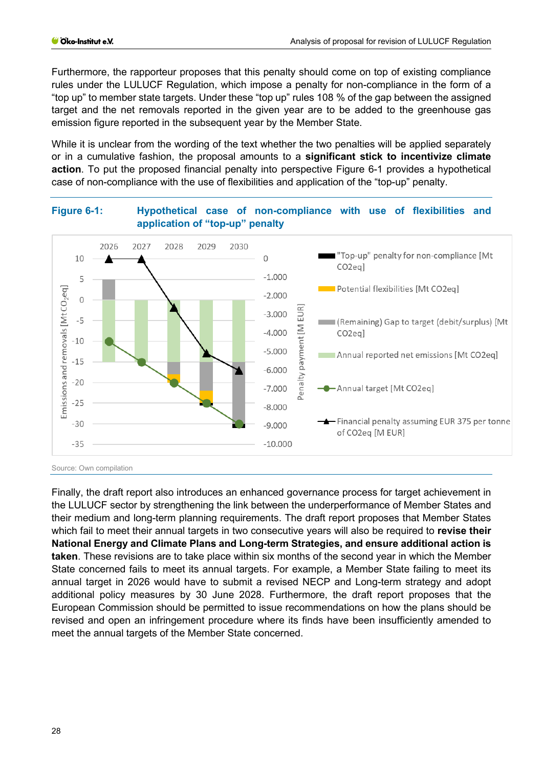Furthermore, the rapporteur proposes that this penalty should come on top of existing compliance rules under the LULUCF Regulation, which impose a penalty for non-compliance in the form of a "top up" to member state targets. Under these "top up" rules 108 % of the gap between the assigned target and the net removals reported in the given year are to be added to the greenhouse gas emission figure reported in the subsequent year by the Member State.

While it is unclear from the wording of the text whether the two penalties will be applied separately or in a cumulative fashion, the proposal amounts to a **significant stick to incentivize climate action**. To put the proposed financial penalty into perspective Figure 6-1 provides a hypothetical case of non-compliance with the use of flexibilities and application of the "top-up" penalty.

**Figure 6-1: Hypothetical case of non-compliance with use of flexibilities and application of "top-up" penalty**

Source: Own compilation

Finally, the draft report also introduces an enhanced governance process for target achievement in the LULUCF sector by strengthening the link between the underperformance of Member States and their medium and long-term planning requirements. The draft report proposes that Member States which fail to meet their annual targets in two consecutive years will also be required to **revise their National Energy and Climate Plans and Long-term Strategies, and ensure additional action is taken**. These revisions are to take place within six months of the second year in which the Member State concerned fails to meet its annual targets. For example, a Member State failing to meet its annual target in 2026 would have to submit a revised NECP and Long-term strategy and adopt additional policy measures by 30 June 2028. Furthermore, the draft report proposes that the European Commission should be permitted to issue recommendations on how the plans should be revised and open an infringement procedure where its finds have been insufficiently amended to meet the annual targets of the Member State concerned.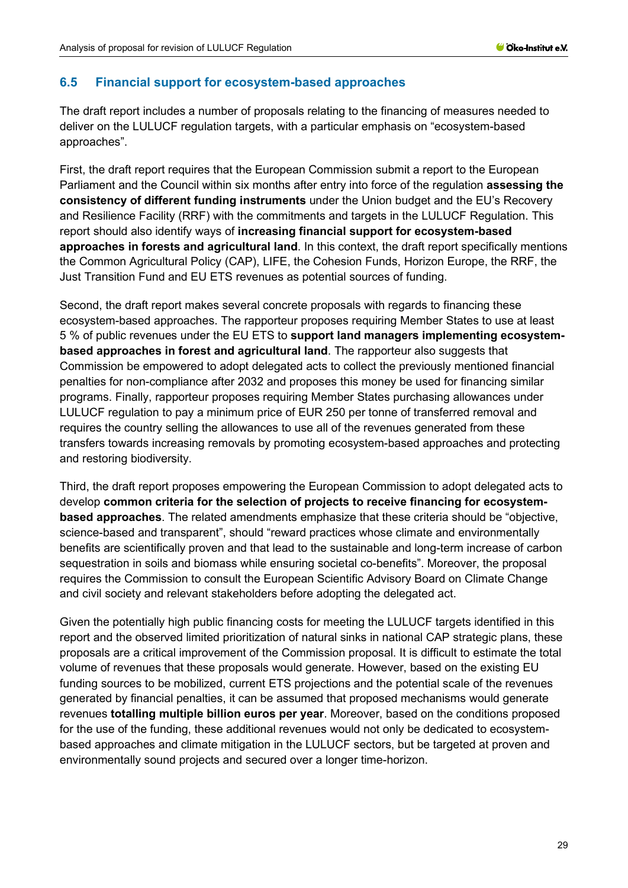## 6.5 Financial support for ecosystem-based approaches

The draft report includes a number of proposals relating to the financing of measures needed to deliver on the LULUCF regulation targets, with a particular emphasis on "ecosystem-based approaches".

First, the draft report requires that the European Commission submit a report to the European Parliament and the Council within six months after entry into force of the regulation **assessing the consistency of different funding instruments** under the Union budget and the EU's Recovery and Resilience Facility (RRF) with the commitments and targets in the LULUCF Regulation. This report should also identify ways of **increasing financial support for ecosystem-based approaches in forests and agricultural land**. In this context, the draft report specifically mentions the Common Agricultural Policy (CAP), LIFE, the Cohesion Funds, Horizon Europe, the RRF, the Just Transition Fund and EU ETS revenues as potential sources of funding.

Second, the draft report makes several concrete proposals with regards to financing these ecosystem-based approaches. The rapporteur proposes requiring Member States to use at least 5 % of public revenues under the EU ETS to **support land managers implementing ecosystem-based approaches in forest and agricultural land**. The rapporteur also suggests that Commission be empowered to adopt delegated acts to collect the previously mentioned financial penalties for non-compliance after 2032 and proposes this money be used for financing similar programs. Finally, rapporteur proposes requiring Member States purchasing allowances under LULUCF regulation to pay a minimum price of EUR 250 per tonne of transferred removal and requires the country selling the allowances to use all of the revenues generated from these transfers towards increasing removals by promoting ecosystem-based approaches and protecting and restoring biodiversity.

Third, the draft report proposes empowering the European Commission to adopt delegated acts to develop **common criteria for the selection of projects to receive financing for ecosystem-based approaches**. The related amendments emphasize that these criteria should be "objective, science-based and transparent", should "reward practices whose climate and environmentally benefits are scientifically proven and that lead to the sustainable and long-term increase of carbon sequestration in soils and biomass while ensuring societal co-benefits". Moreover, the proposal requires the Commission to consult the European Scientific Advisory Board on Climate Change and civil society and relevant stakeholders before adopting the delegated act.

Given the potentially high public financing costs for meeting the LULUCF targets identified in this report and the observed limited prioritization of natural sinks in national CAP strategic plans, these proposals are a critical improvement of the Commission proposal. It is difficult to estimate the total volume of revenues that these proposals would generate. However, based on the existing EU funding sources to be mobilized, current ETS projections and the potential scale of the revenues generated by financial penalties, it can be assumed that proposed mechanisms would generate revenues **totalling multiple billion euros per year**. Moreover, based on the conditions proposed for the use of the funding, these additional revenues would not only be dedicated to ecosystem-based approaches and climate mitigation in the LULUCF sectors, but be targeted at proven and environmentally sound projects and secured over a longer time-horizon.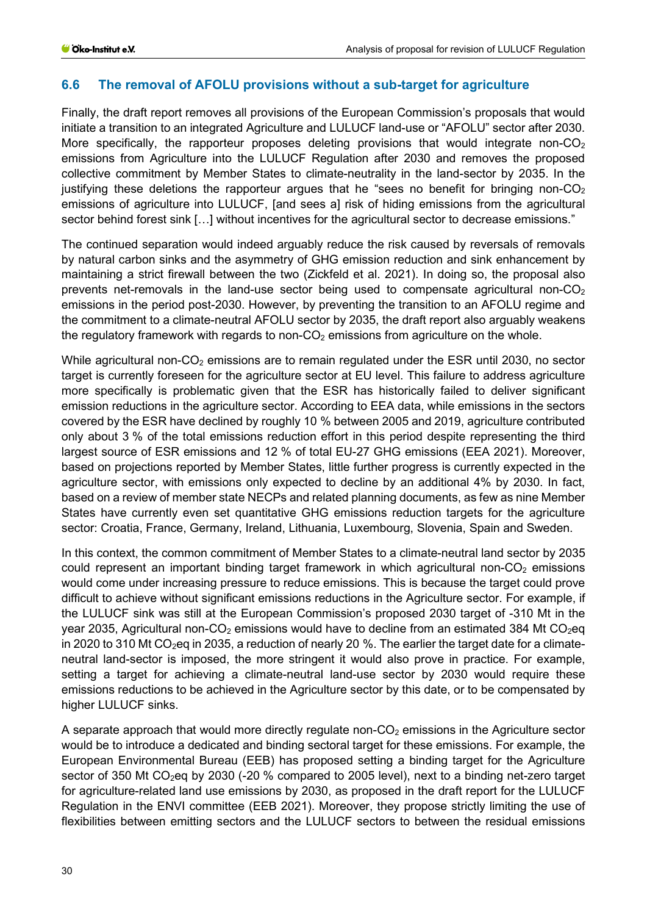## 6.6 The removal of AFOLU provisions without a sub-target for agriculture

Finally, the draft report removes all provisions of the European Commission's proposals that would initiate a transition to an integrated Agriculture and LULUCF land-use or "AFOLU" sector after 2030. More specifically, the rapporteur proposes deleting provisions that would integrate non-$CO_2$ emissions from Agriculture into the LULUCF Regulation after 2030 and removes the proposed collective commitment by Member States to climate-neutrality in the land-sector by 2035. In the justifying these deletions the rapporteur argues that he "sees no benefit for bringing non-$CO_2$ emissions of agriculture into LULUCF, [and sees a] risk of hiding emissions from the agricultural sector behind forest sink […] without incentives for the agricultural sector to decrease emissions."

The continued separation would indeed arguably reduce the risk caused by reversals of removals by natural carbon sinks and the asymmetry of GHG emission reduction and sink enhancement by maintaining a strict firewall between the two (Zickfeld et al. 2021). In doing so, the proposal also prevents net-removals in the land-use sector being used to compensate agricultural non-$CO_2$ emissions in the period post-2030. However, by preventing the transition to an AFOLU regime and the commitment to a climate-neutral AFOLU sector by 2035, the draft report also arguably weakens the regulatory framework with regards to non-$CO_2$ emissions from agriculture on the whole.

While agricultural non-$CO_2$ emissions are to remain regulated under the ESR until 2030, no sector target is currently foreseen for the agriculture sector at EU level. This failure to address agriculture more specifically is problematic given that the ESR has historically failed to deliver significant emission reductions in the agriculture sector. According to EEA data, while emissions in the sectors covered by the ESR have declined by roughly 10 % between 2005 and 2019, agriculture contributed only about 3 % of the total emissions reduction effort in this period despite representing the third largest source of ESR emissions and 12 % of total EU-27 GHG emissions (EEA 2021). Moreover, based on projections reported by Member States, little further progress is currently expected in the agriculture sector, with emissions only expected to decline by an additional 4% by 2030. In fact, based on a review of member state NECPs and related planning documents, as few as nine Member States have currently even set quantitative GHG emissions reduction targets for the agriculture sector: Croatia, France, Germany, Ireland, Lithuania, Luxembourg, Slovenia, Spain and Sweden.

In this context, the common commitment of Member States to a climate-neutral land sector by 2035 could represent an important binding target framework in which agricultural non-$CO_2$ emissions would come under increasing pressure to reduce emissions. This is because the target could prove difficult to achieve without significant emissions reductions in the Agriculture sector. For example, if the LULUCF sink was still at the European Commission's proposed 2030 target of -310 Mt in the year 2035, Agricultural non-$CO_2$ emissions would have to decline from an estimated 384 Mt $CO_2$eq in 2020 to 310 Mt $CO_2$eq in 2035, a reduction of nearly 20 %. The earlier the target date for a climate-neutral land-sector is imposed, the more stringent it would also prove in practice. For example, setting a target for achieving a climate-neutral land-use sector by 2030 would require these emissions reductions to be achieved in the Agriculture sector by this date, or to be compensated by higher LULUCF sinks.

A separate approach that would more directly regulate non-$CO_2$ emissions in the Agriculture sector would be to introduce a dedicated and binding sectoral target for these emissions. For example, the European Environmental Bureau (EEB) has proposed setting a binding target for the Agriculture sector of 350 Mt $CO_2$eq by 2030 (-20 % compared to 2005 level), next to a binding net-zero target for agriculture-related land use emissions by 2030, as proposed in the draft report for the LULUCF Regulation in the ENVI committee (EEB 2021). Moreover, they propose strictly limiting the use of flexibilities between emitting sectors and the LULUCF sectors to between the residual emissions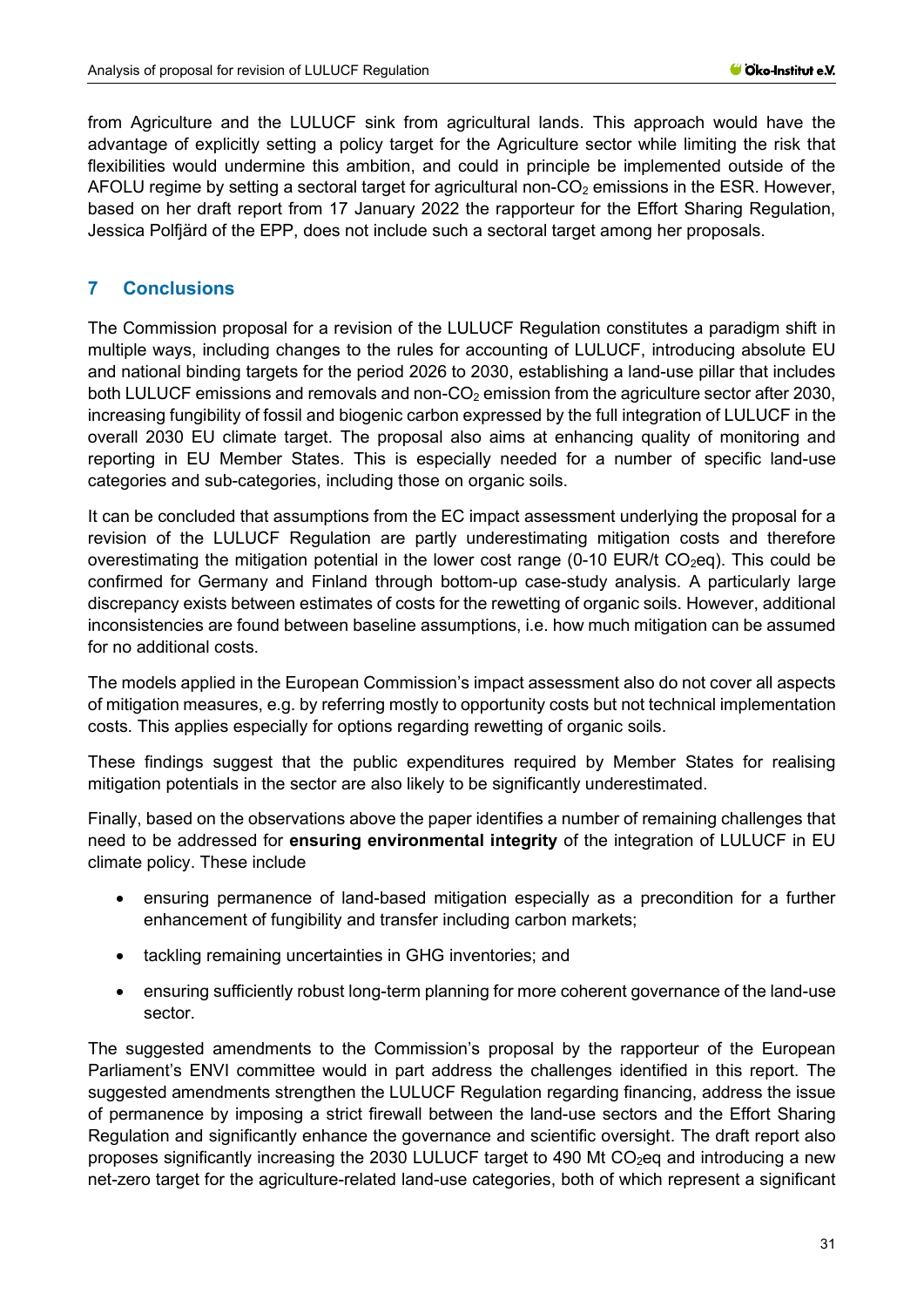from Agriculture and the LULUCF sink from agricultural lands. This approach would have the advantage of explicitly setting a policy target for the Agriculture sector while limiting the risk that flexibilities would undermine this ambition, and could in principle be implemented outside of the AFOLU regime by setting a sectoral target for agricultural non-$CO_2$ emissions in the ESR. However, based on her draft report from 17 January 2022 the rapporteur for the Effort Sharing Regulation, Jessica Polfjärd of the EPP, does not include such a sectoral target among her proposals.

## 7 Conclusions

The Commission proposal for a revision of the LULUCF Regulation constitutes a paradigm shift in multiple ways, including changes to the rules for accounting of LULUCF, introducing absolute EU and national binding targets for the period 2026 to 2030, establishing a land-use pillar that includes both LULUCF emissions and removals and non-$CO_2$ emission from the agriculture sector after 2030, increasing fungibility of fossil and biogenic carbon expressed by the full integration of LULUCF in the overall 2030 EU climate target. The proposal also aims at enhancing quality of monitoring and reporting in EU Member States. This is especially needed for a number of specific land-use categories and sub-categories, including those on organic soils.

It can be concluded that assumptions from the EC impact assessment underlying the proposal for a revision of the LULUCF Regulation are partly underestimating mitigation costs and therefore overestimating the mitigation potential in the lower cost range (0-10 EUR/t $CO_2$eq). This could be confirmed for Germany and Finland through bottom-up case-study analysis. A particularly large discrepancy exists between estimates of costs for the rewetting of organic soils. However, additional inconsistencies are found between baseline assumptions, i.e. how much mitigation can be assumed for no additional costs.

The models applied in the European Commission's impact assessment also do not cover all aspects of mitigation measures, e.g. by referring mostly to opportunity costs but not technical implementation costs. This applies especially for options regarding rewetting of organic soils.

These findings suggest that the public expenditures required by Member States for realising mitigation potentials in the sector are also likely to be significantly underestimated.

Finally, based on the observations above the paper identifies a number of remaining challenges that need to be addressed for **ensuring environmental integrity** of the integration of LULUCF in EU climate policy. These include

- ensuring permanence of land-based mitigation especially as a precondition for a further enhancement of fungibility and transfer including carbon markets;
- tackling remaining uncertainties in GHG inventories; and
- ensuring sufficiently robust long-term planning for more coherent governance of the land-use sector.

The suggested amendments to the Commission's proposal by the rapporteur of the European Parliament's ENVI committee would in part address the challenges identified in this report. The suggested amendments strengthen the LULUCF Regulation regarding financing, address the issue of permanence by imposing a strict firewall between the land-use sectors and the Effort Sharing Regulation and significantly enhance the governance and scientific oversight. The draft report also proposes significantly increasing the 2030 LULUCF target to 490 Mt $CO_2$eq and introducing a new net-zero target for the agriculture-related land-use categories, both of which represent a significant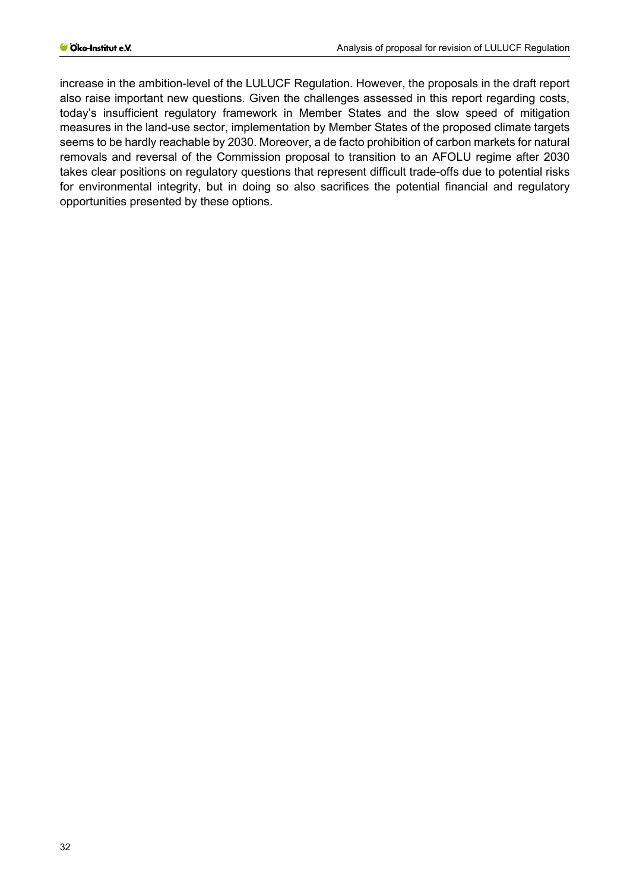increase in the ambition-level of the LULUCF Regulation. However, the proposals in the draft report also raise important new questions. Given the challenges assessed in this report regarding costs, today's insufficient regulatory framework in Member States and the slow speed of mitigation measures in the land-use sector, implementation by Member States of the proposed climate targets seems to be hardly reachable by 2030. Moreover, a de facto prohibition of carbon markets for natural removals and reversal of the Commission proposal to transition to an AFOLU regime after 2030 takes clear positions on regulatory questions that represent difficult trade-offs due to potential risks for environmental integrity, but in doing so also sacrifices the potential financial and regulatory opportunities presented by these options.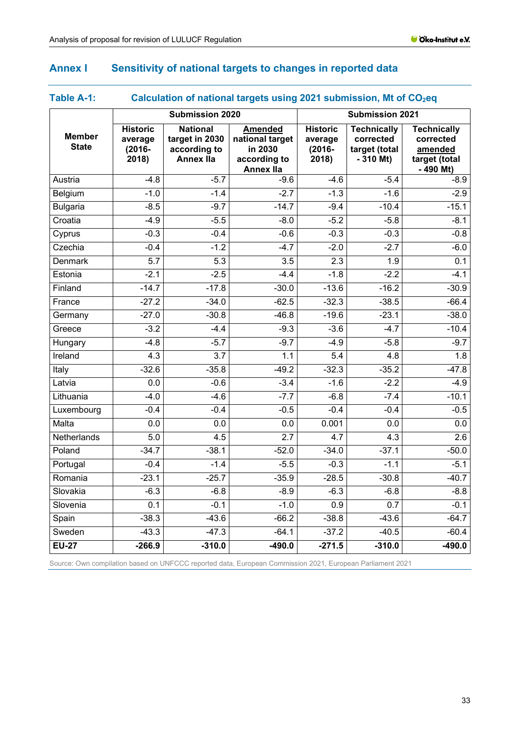## Annex I Sensitivity of national targets to changes in reported data

### Table A-1: Calculation of national targets using 2021 submission, Mt of $CO_2$eq

| Member State | Submission 2020 | | | Submission 2021 | | |
|---|---|---|---|---|---|---|
| | Historic average (2016-2018) | National target in 2030 according to Annex IIa | Amended national target in 2030 according to Annex IIa | Historic average (2016-2018) | Technically corrected target (total - 310 Mt) | Technically corrected amended target (total - 490 Mt) |
| Austria | -4.8 | -5.7 | -9.6 | -4.6 | -5.4 | -8.9 |
| Belgium | -1.0 | -1.4 | -2.7 | -1.3 | -1.6 | -2.9 |
| Bulgaria | -8.5 | -9.7 | -14.7 | -9.4 | -10.4 | -15.1 |
| Croatia | -4.9 | -5.5 | -8.0 | -5.2 | -5.8 | -8.1 |
| Cyprus | -0.3 | -0.4 | -0.6 | -0.3 | -0.3 | -0.8 |
| Czechia | -0.4 | -1.2 | -4.7 | -2.0 | -2.7 | -6.0 |
| Denmark | 5.7 | 5.3 | 3.5 | 2.3 | 1.9 | 0.1 |
| Estonia | -2.1 | -2.5 | -4.4 | -1.8 | -2.2 | -4.1 |
| Finland | -14.7 | -17.8 | -30.0 | -13.6 | -16.2 | -30.9 |
| France | -27.2 | -34.0 | -62.5 | -32.3 | -38.5 | -66.4 |
| Germany | -27.0 | -30.8 | -46.8 | -19.6 | -23.1 | -38.0 |
| Greece | -3.2 | -4.4 | -9.3 | -3.6 | -4.7 | -10.4 |
| Hungary | -4.8 | -5.7 | -9.7 | -4.9 | -5.8 | -9.7 |
| Ireland | 4.3 | 3.7 | 1.1 | 5.4 | 4.8 | 1.8 |
| Italy | -32.6 | -35.8 | -49.2 | -32.3 | -35.2 | -47.8 |
| Latvia | 0.0 | -0.6 | -3.4 | -1.6 | -2.2 | -4.9 |
| Lithuania | -4.0 | -4.6 | -7.7 | -6.8 | -7.4 | -10.1 |
| Luxembourg | -0.4 | -0.4 | -0.5 | -0.4 | -0.4 | -0.5 |
| Malta | 0.0 | 0.0 | 0.0 | 0.001 | 0.0 | 0.0 |
| Netherlands | 5.0 | 4.5 | 2.7 | 4.7 | 4.3 | 2.6 |
| Poland | -34.7 | -38.1 | -52.0 | -34.0 | -37.1 | -50.0 |
| Portugal | -0.4 | -1.4 | -5.5 | -0.3 | -1.1 | -5.1 |
| Romania | -23.1 | -25.7 | -35.9 | -28.5 | -30.8 | -40.7 |
| Slovakia | -6.3 | -6.8 | -8.9 | -6.3 | -6.8 | -8.8 |
| Slovenia | 0.1 | -0.1 | -1.0 | 0.9 | 0.7 | -0.1 |
| Spain | -38.3 | -43.6 | -66.2 | -38.8 | -43.6 | -64.7 |
| Sweden | -43.3 | -47.3 | -64.1 | -37.2 | -40.5 | -60.4 |
| **EU-27** | **-266.9** | **-310.0** | **-490.0** | **-271.5** | **-310.0** | **-490.0** |

Source: Own compilation based on UNFCCC reported data, European Commission 2021, European Parliament 2021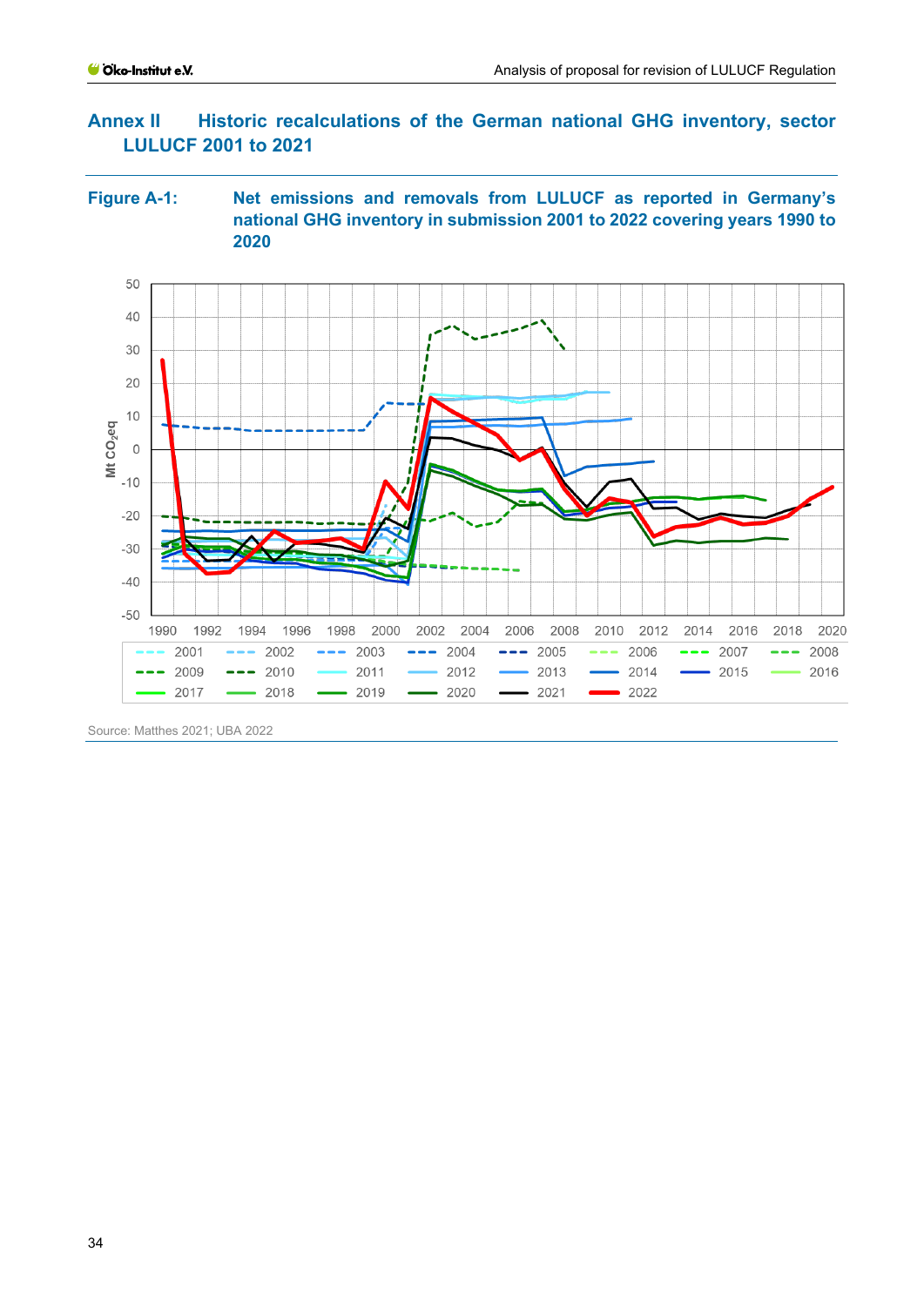# Annex II Historic recalculations of the German national GHG inventory, sector LULUCF 2001 to 2021

**Figure A-1: Net emissions and removals from LULUCF as reported in Germany's national GHG inventory in submission 2001 to 2022 covering years 1990 to 2020**

Source: Matthes 2021; UBA 2022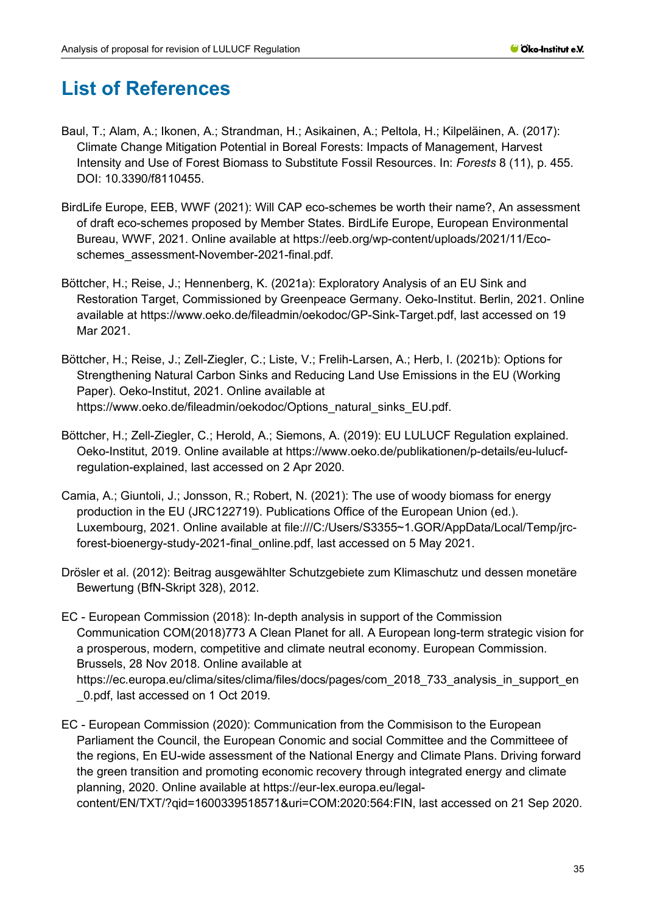# List of References

Baul, T.; Alam, A.; Ikonen, A.; Strandman, H.; Asikainen, A.; Peltola, H.; Kilpeläinen, A. (2017): Climate Change Mitigation Potential in Boreal Forests: Impacts of Management, Harvest Intensity and Use of Forest Biomass to Substitute Fossil Resources. In: *Forests* 8 (11), p. 455. DOI: 10.3390/f8110455.

BirdLife Europe, EEB, WWF (2021): Will CAP eco-schemes be worth their name?, An assessment of draft eco-schemes proposed by Member States. BirdLife Europe, European Environmental Bureau, WWF, 2021. Online available at https://eeb.org/wp-content/uploads/2021/11/Eco-schemes_assessment-November-2021-final.pdf.

Böttcher, H.; Reise, J.; Hennenberg, K. (2021a): Exploratory Analysis of an EU Sink and Restoration Target, Commissioned by Greenpeace Germany. Oeko-Institut. Berlin, 2021. Online available at https://www.oeko.de/fileadmin/oekodoc/GP-Sink-Target.pdf, last accessed on 19 Mar 2021.

Böttcher, H.; Reise, J.; Zell-Ziegler, C.; Liste, V.; Frelih-Larsen, A.; Herb, I. (2021b): Options for Strengthening Natural Carbon Sinks and Reducing Land Use Emissions in the EU (Working Paper). Oeko-Institut, 2021. Online available at https://www.oeko.de/fileadmin/oekodoc/Options_natural_sinks_EU.pdf.

Böttcher, H.; Zell-Ziegler, C.; Herold, A.; Siemons, A. (2019): EU LULUCF Regulation explained. Oeko-Institut, 2019. Online available at https://www.oeko.de/publikationen/p-details/eu-lulucf-regulation-explained, last accessed on 2 Apr 2020.

Camia, A.; Giuntoli, J.; Jonsson, R.; Robert, N. (2021): The use of woody biomass for energy production in the EU (JRC122719). Publications Office of the European Union (ed.). Luxembourg, 2021. Online available at file:///C:/Users/S3355~1.GOR/AppData/Local/Temp/jrc-forest-bioenergy-study-2021-final_online.pdf, last accessed on 5 May 2021.

Drösler et al. (2012): Beitrag ausgewählter Schutzgebiete zum Klimaschutz und dessen monetäre Bewertung (BfN-Skript 328), 2012.

EC - European Commission (2018): In-depth analysis in support of the Commission Communication COM(2018)773 A Clean Planet for all. A European long-term strategic vision for a prosperous, modern, competitive and climate neutral economy. European Commission. Brussels, 28 Nov 2018. Online available at https://ec.europa.eu/clima/sites/clima/files/docs/pages/com_2018_733_analysis_in_support_en_0.pdf, last accessed on 1 Oct 2019.

EC - European Commission (2020): Communication from the Commisison to the European Parliament the Council, the European Conomic and social Committee and the Committeee of the regions, En EU-wide assessment of the National Energy and Climate Plans. Driving forward the green transition and promoting economic recovery through integrated energy and climate planning, 2020. Online available at https://eur-lex.europa.eu/legal-content/EN/TXT/?qid=1600339518571&uri=COM:2020:564:FIN, last accessed on 21 Sep 2020.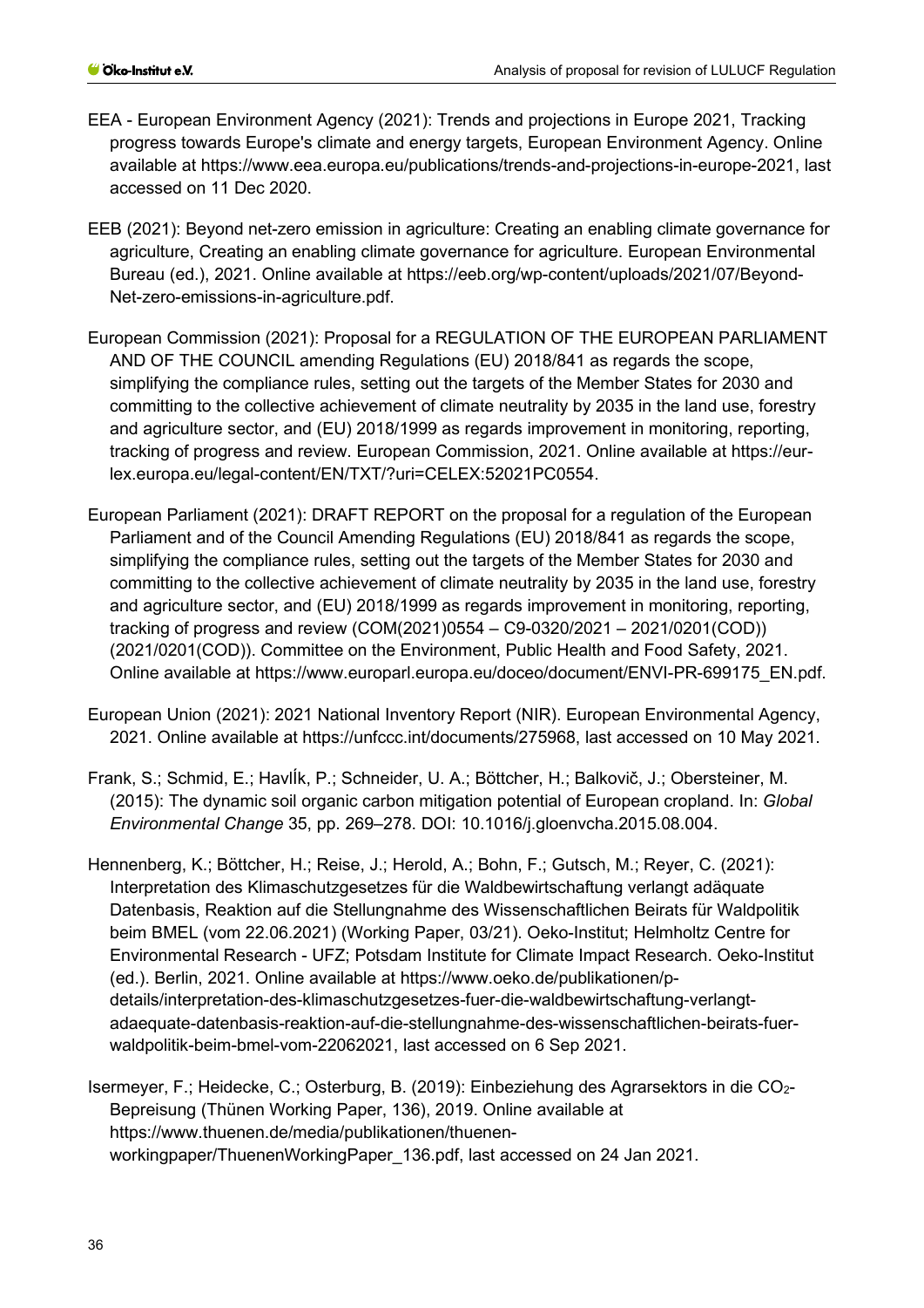EEA - European Environment Agency (2021): Trends and projections in Europe 2021, Tracking progress towards Europe's climate and energy targets, European Environment Agency. Online available at https://www.eea.europa.eu/publications/trends-and-projections-in-europe-2021, last accessed on 11 Dec 2020.

EEB (2021): Beyond net-zero emission in agriculture: Creating an enabling climate governance for agriculture, Creating an enabling climate governance for agriculture. European Environmental Bureau (ed.), 2021. Online available at https://eeb.org/wp-content/uploads/2021/07/Beyond-Net-zero-emissions-in-agriculture.pdf.

European Commission (2021): Proposal for a REGULATION OF THE EUROPEAN PARLIAMENT AND OF THE COUNCIL amending Regulations (EU) 2018/841 as regards the scope, simplifying the compliance rules, setting out the targets of the Member States for 2030 and committing to the collective achievement of climate neutrality by 2035 in the land use, forestry and agriculture sector, and (EU) 2018/1999 as regards improvement in monitoring, reporting, tracking of progress and review. European Commission, 2021. Online available at https://eur-lex.europa.eu/legal-content/EN/TXT/?uri=CELEX:52021PC0554.

European Parliament (2021): DRAFT REPORT on the proposal for a regulation of the European Parliament and of the Council Amending Regulations (EU) 2018/841 as regards the scope, simplifying the compliance rules, setting out the targets of the Member States for 2030 and committing to the collective achievement of climate neutrality by 2035 in the land use, forestry and agriculture sector, and (EU) 2018/1999 as regards improvement in monitoring, reporting, tracking of progress and review (COM(2021)0554 – C9-0320/2021 – 2021/0201(COD)) (2021/0201(COD)). Committee on the Environment, Public Health and Food Safety, 2021. Online available at https://www.europarl.europa.eu/doceo/document/ENVI-PR-699175_EN.pdf.

European Union (2021): 2021 National Inventory Report (NIR). European Environmental Agency, 2021. Online available at https://unfccc.int/documents/275968, last accessed on 10 May 2021.

Frank, S.; Schmid, E.; HavlÍk, P.; Schneider, U. A.; Böttcher, H.; Balkovič, J.; Obersteiner, M. (2015): The dynamic soil organic carbon mitigation potential of European cropland. In: *Global Environmental Change* 35, pp. 269–278. DOI: 10.1016/j.gloenvcha.2015.08.004.

Hennenberg, K.; Böttcher, H.; Reise, J.; Herold, A.; Bohn, F.; Gutsch, M.; Reyer, C. (2021): Interpretation des Klimaschutzgesetzes für die Waldbewirtschaftung verlangt adäquate Datenbasis, Reaktion auf die Stellungnahme des Wissenschaftlichen Beirats für Waldpolitik beim BMEL (vom 22.06.2021) (Working Paper, 03/21). Oeko-Institut; Helmholtz Centre for Environmental Research - UFZ; Potsdam Institute for Climate Impact Research. Oeko-Institut (ed.). Berlin, 2021. Online available at https://www.oeko.de/publikationen/p-details/interpretation-des-klimaschutzgesetzes-fuer-die-waldbewirtschaftung-verlangt-adaequate-datenbasis-reaktion-auf-die-stellungnahme-des-wissenschaftlichen-beirats-fuer-waldpolitik-beim-bmel-vom-22062021, last accessed on 6 Sep 2021.

Isermeyer, F.; Heidecke, C.; Osterburg, B. (2019): Einbeziehung des Agrarsektors in die $CO_2$-Bepreisung (Thünen Working Paper, 136), 2019. Online available at https://www.thuenen.de/media/publikationen/thuenen-workingpaper/ThuenenWorkingPaper_136.pdf, last accessed on 24 Jan 2021.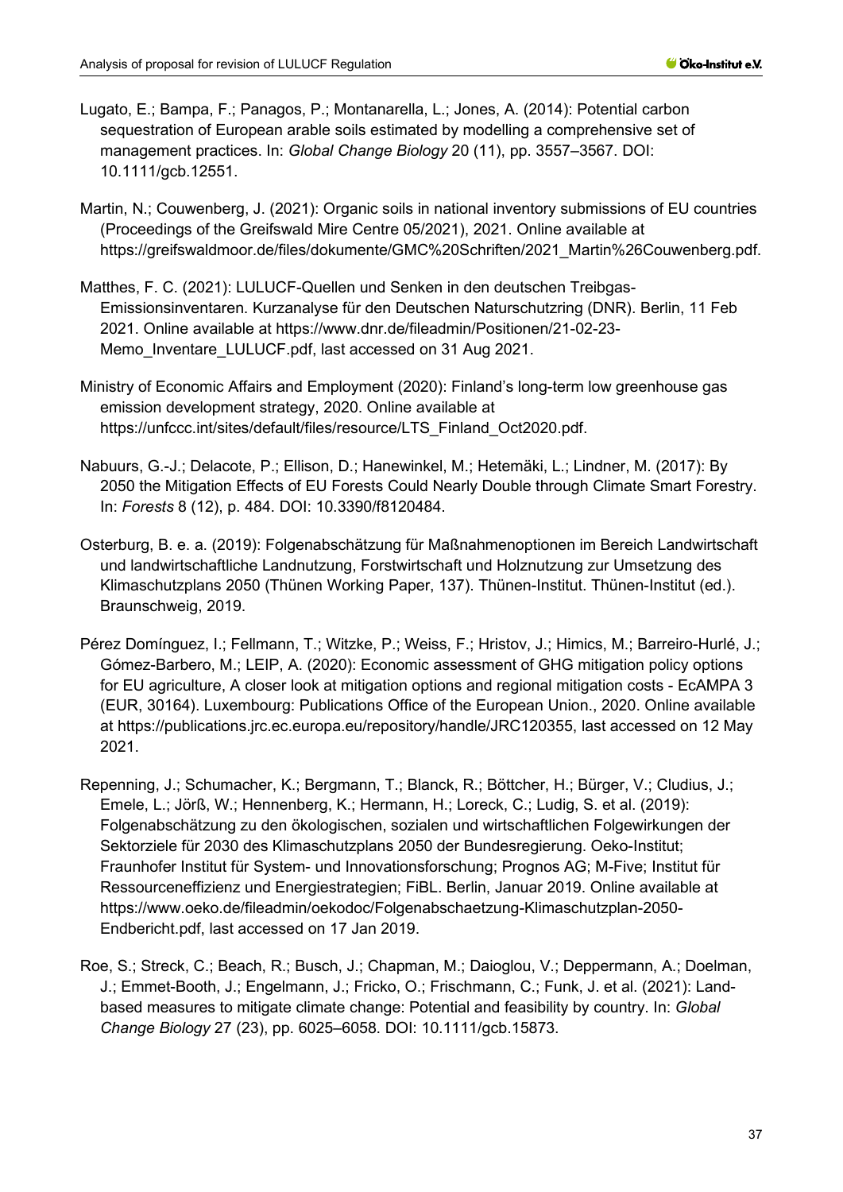Lugato, E.; Bampa, F.; Panagos, P.; Montanarella, L.; Jones, A. (2014): Potential carbon sequestration of European arable soils estimated by modelling a comprehensive set of management practices. In: *Global Change Biology* 20 (11), pp. 3557–3567. DOI: 10.1111/gcb.12551.

Martin, N.; Couwenberg, J. (2021): Organic soils in national inventory submissions of EU countries (Proceedings of the Greifswald Mire Centre 05/2021), 2021. Online available at https://greifswaldmoor.de/files/dokumente/GMC%20Schriften/2021_Martin%26Couwenberg.pdf.

Matthes, F. C. (2021): LULUCF-Quellen und Senken in den deutschen Treibgas-Emissionsinventaren. Kurzanalyse für den Deutschen Naturschutzring (DNR). Berlin, 11 Feb 2021. Online available at https://www.dnr.de/fileadmin/Positionen/21-02-23-Memo_Inventare_LULUCF.pdf, last accessed on 31 Aug 2021.

Ministry of Economic Affairs and Employment (2020): Finland's long-term low greenhouse gas emission development strategy, 2020. Online available at https://unfccc.int/sites/default/files/resource/LTS_Finland_Oct2020.pdf.

Nabuurs, G.-J.; Delacote, P.; Ellison, D.; Hanewinkel, M.; Hetemäki, L.; Lindner, M. (2017): By 2050 the Mitigation Effects of EU Forests Could Nearly Double through Climate Smart Forestry. In: *Forests* 8 (12), p. 484. DOI: 10.3390/f8120484.

Osterburg, B. e. a. (2019): Folgenabschätzung für Maßnahmenoptionen im Bereich Landwirtschaft und landwirtschaftliche Landnutzung, Forstwirtschaft und Holznutzung zur Umsetzung des Klimaschutzplans 2050 (Thünen Working Paper, 137). Thünen-Institut. Thünen-Institut (ed.). Braunschweig, 2019.

Pérez Domínguez, I.; Fellmann, T.; Witzke, P.; Weiss, F.; Hristov, J.; Himics, M.; Barreiro-Hurlé, J.; Gómez-Barbero, M.; LEIP, A. (2020): Economic assessment of GHG mitigation policy options for EU agriculture, A closer look at mitigation options and regional mitigation costs - EcAMPA 3 (EUR, 30164). Luxembourg: Publications Office of the European Union., 2020. Online available at https://publications.jrc.ec.europa.eu/repository/handle/JRC120355, last accessed on 12 May 2021.

Repenning, J.; Schumacher, K.; Bergmann, T.; Blanck, R.; Böttcher, H.; Bürger, V.; Cludius, J.; Emele, L.; Jörß, W.; Hennenberg, K.; Hermann, H.; Loreck, C.; Ludig, S. et al. (2019): Folgenabschätzung zu den ökologischen, sozialen und wirtschaftlichen Folgewirkungen der Sektorziele für 2030 des Klimaschutzplans 2050 der Bundesregierung. Oeko-Institut; Fraunhofer Institut für System- und Innovationsforschung; Prognos AG; M-Five; Institut für Ressourceneffizienz und Energiestrategien; FiBL. Berlin, Januar 2019. Online available at https://www.oeko.de/fileadmin/oekodoc/Folgenabschaetzung-Klimaschutzplan-2050-Endbericht.pdf, last accessed on 17 Jan 2019.

Roe, S.; Streck, C.; Beach, R.; Busch, J.; Chapman, M.; Daioglou, V.; Deppermann, A.; Doelman, J.; Emmet-Booth, J.; Engelmann, J.; Fricko, O.; Frischmann, C.; Funk, J. et al. (2021): Land-based measures to mitigate climate change: Potential and feasibility by country. In: *Global Change Biology* 27 (23), pp. 6025–6058. DOI: 10.1111/gcb.15873.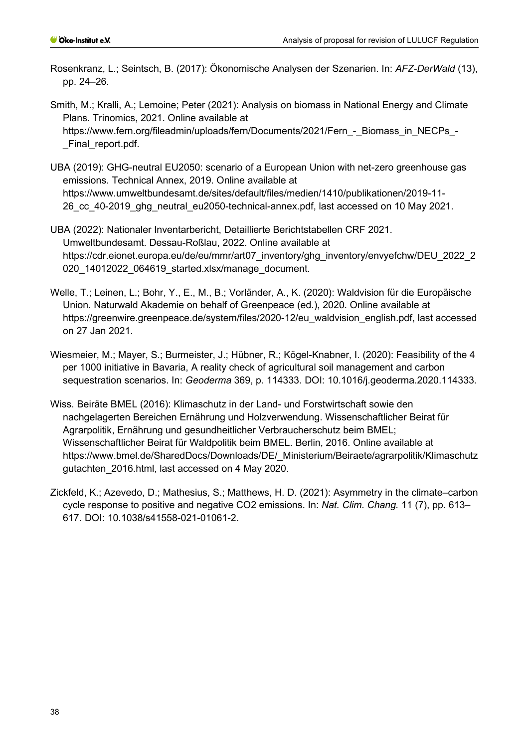Rosenkranz, L.; Seintsch, B. (2017): Ökonomische Analysen der Szenarien. In: *AFZ-DerWald* (13), pp. 24–26.

Smith, M.; Kralli, A.; Lemoine; Peter (2021): Analysis on biomass in National Energy and Climate Plans. Trinomics, 2021. Online available at https://www.fern.org/fileadmin/uploads/fern/Documents/2021/Fern_-_Biomass_in_NECPs_-_Final_report.pdf.

UBA (2019): GHG-neutral EU2050: scenario of a European Union with net-zero greenhouse gas emissions. Technical Annex, 2019. Online available at https://www.umweltbundesamt.de/sites/default/files/medien/1410/publikationen/2019-11-26_cc_40-2019_ghg_neutral_eu2050-technical-annex.pdf, last accessed on 10 May 2021.

UBA (2022): Nationaler Inventarbericht, Detaillierte Berichtstabellen CRF 2021. Umweltbundesamt. Dessau-Roßlau, 2022. Online available at https://cdr.eionet.europa.eu/de/eu/mmr/art07_inventory/ghg_inventory/envyefchw/DEU_2022_2020_14012022_064619_started.xlsx/manage_document.

Welle, T.; Leinen, L.; Bohr, Y., E., M., B.; Vorländer, A., K. (2020): Waldvision für die Europäische Union. Naturwald Akademie on behalf of Greenpeace (ed.), 2020. Online available at https://greenwire.greenpeace.de/system/files/2020-12/eu_waldvision_english.pdf, last accessed on 27 Jan 2021.

Wiesmeier, M.; Mayer, S.; Burmeister, J.; Hübner, R.; Kögel-Knabner, I. (2020): Feasibility of the 4 per 1000 initiative in Bavaria, A reality check of agricultural soil management and carbon sequestration scenarios. In: *Geoderma* 369, p. 114333. DOI: 10.1016/j.geoderma.2020.114333.

Wiss. Beiräte BMEL (2016): Klimaschutz in der Land- und Forstwirtschaft sowie den nachgelagerten Bereichen Ernährung und Holzverwendung. Wissenschaftlicher Beirat für Agrarpolitik, Ernährung und gesundheitlicher Verbraucherschutz beim BMEL; Wissenschaftlicher Beirat für Waldpolitik beim BMEL. Berlin, 2016. Online available at https://www.bmel.de/SharedDocs/Downloads/DE/_Ministerium/Beiraete/agrarpolitik/Klimaschutzgutachten_2016.html, last accessed on 4 May 2020.

Zickfeld, K.; Azevedo, D.; Mathesius, S.; Matthews, H. D. (2021): Asymmetry in the climate–carbon cycle response to positive and negative CO2 emissions. In: *Nat. Clim. Chang.* 11 (7), pp. 613–617. DOI: 10.1038/s41558-021-01061-2.